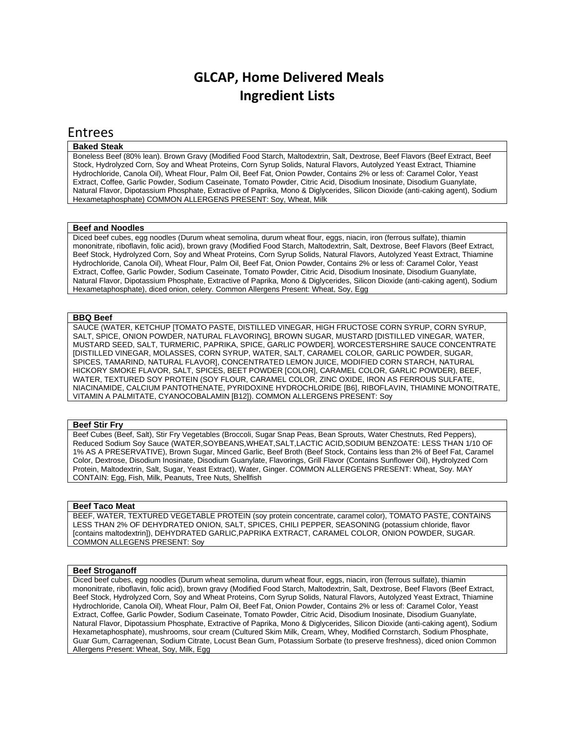# GLCAP, Home Delivered Meals
# Ingredient Lists

## Entrees

**Baked Steak**

Boneless Beef (80% lean). Brown Gravy (Modified Food Starch, Maltodextrin, Salt, Dextrose, Beef Flavors (Beef Extract, Beef Stock, Hydrolyzed Corn, Soy and Wheat Proteins, Corn Syrup Solids, Natural Flavors, Autolyzed Yeast Extract, Thiamine Hydrochloride, Canola Oil), Wheat Flour, Palm Oil, Beef Fat, Onion Powder, Contains 2% or less of: Caramel Color, Yeast Extract, Coffee, Garlic Powder, Sodium Caseinate, Tomato Powder, Citric Acid, Disodium Inosinate, Disodium Guanylate, Natural Flavor, Dipotassium Phosphate, Extractive of Paprika, Mono & Diglycerides, Silicon Dioxide (anti-caking agent), Sodium Hexametaphosphate) COMMON ALLERGENS PRESENT: Soy, Wheat, Milk

**Beef and Noodles**

Diced beef cubes, egg noodles (Durum wheat semolina, durum wheat flour, eggs, niacin, iron (ferrous sulfate), thiamin mononitrate, riboflavin, folic acid), brown gravy (Modified Food Starch, Maltodextrin, Salt, Dextrose, Beef Flavors (Beef Extract, Beef Stock, Hydrolyzed Corn, Soy and Wheat Proteins, Corn Syrup Solids, Natural Flavors, Autolyzed Yeast Extract, Thiamine Hydrochloride, Canola Oil), Wheat Flour, Palm Oil, Beef Fat, Onion Powder, Contains 2% or less of: Caramel Color, Yeast Extract, Coffee, Garlic Powder, Sodium Caseinate, Tomato Powder, Citric Acid, Disodium Inosinate, Disodium Guanylate, Natural Flavor, Dipotassium Phosphate, Extractive of Paprika, Mono & Diglycerides, Silicon Dioxide (anti-caking agent), Sodium Hexametaphosphate), diced onion, celery. Common Allergens Present: Wheat, Soy, Egg

**BBQ Beef**

SAUCE (WATER, KETCHUP [TOMATO PASTE, DISTILLED VINEGAR, HIGH FRUCTOSE CORN SYRUP, CORN SYRUP, SALT, SPICE, ONION POWDER, NATURAL FLAVORING], BROWN SUGAR, MUSTARD [DISTILLED VINEGAR, WATER, MUSTARD SEED, SALT, TURMERIC, PAPRIKA, SPICE, GARLIC POWDER], WORCESTERSHIRE SAUCE CONCENTRATE [DISTILLED VINEGAR, MOLASSES, CORN SYRUP, WATER, SALT, CARAMEL COLOR, GARLIC POWDER, SUGAR, SPICES, TAMARIND, NATURAL FLAVOR], CONCENTRATED LEMON JUICE, MODIFIED CORN STARCH, NATURAL HICKORY SMOKE FLAVOR, SALT, SPICES, BEET POWDER [COLOR], CARAMEL COLOR, GARLIC POWDER), BEEF, WATER, TEXTURED SOY PROTEIN (SOY FLOUR, CARAMEL COLOR, ZINC OXIDE, IRON AS FERROUS SULFATE, NIACINAMIDE, CALCIUM PANTOTHENATE, PYRIDOXINE HYDROCHLORIDE [B6], RIBOFLAVIN, THIAMINE MONOITRATE, VITAMIN A PALMITATE, CYANOCOBALAMIN [B12]). COMMON ALLERGENS PRESENT: Soy

**Beef Stir Fry**

Beef Cubes (Beef, Salt), Stir Fry Vegetables (Broccoli, Sugar Snap Peas, Bean Sprouts, Water Chestnuts, Red Peppers), Reduced Sodium Soy Sauce (WATER,SOYBEANS,WHEAT,SALT,LACTIC ACID,SODIUM BENZOATE: LESS THAN 1/10 OF 1% AS A PRESERVATIVE), Brown Sugar, Minced Garlic, Beef Broth (Beef Stock, Contains less than 2% of Beef Fat, Caramel Color, Dextrose, Disodium Inosinate, Disodium Guanylate, Flavorings, Grill Flavor (Contains Sunflower Oil), Hydrolyzed Corn Protein, Maltodextrin, Salt, Sugar, Yeast Extract), Water, Ginger. COMMON ALLERGENS PRESENT: Wheat, Soy. MAY CONTAIN: Egg, Fish, Milk, Peanuts, Tree Nuts, Shellfish

**Beef Taco Meat**

BEEF, WATER, TEXTURED VEGETABLE PROTEIN (soy protein concentrate, caramel color), TOMATO PASTE, CONTAINS LESS THAN 2% OF DEHYDRATED ONION, SALT, SPICES, CHILI PEPPER, SEASONING (potassium chloride, flavor [contains maltodextrin]), DEHYDRATED GARLIC,PAPRIKA EXTRACT, CARAMEL COLOR, ONION POWDER, SUGAR. COMMON ALLEGENS PRESENT: Soy

**Beef Stroganoff**

Diced beef cubes, egg noodles (Durum wheat semolina, durum wheat flour, eggs, niacin, iron (ferrous sulfate), thiamin mononitrate, riboflavin, folic acid), brown gravy (Modified Food Starch, Maltodextrin, Salt, Dextrose, Beef Flavors (Beef Extract, Beef Stock, Hydrolyzed Corn, Soy and Wheat Proteins, Corn Syrup Solids, Natural Flavors, Autolyzed Yeast Extract, Thiamine Hydrochloride, Canola Oil), Wheat Flour, Palm Oil, Beef Fat, Onion Powder, Contains 2% or less of: Caramel Color, Yeast Extract, Coffee, Garlic Powder, Sodium Caseinate, Tomato Powder, Citric Acid, Disodium Inosinate, Disodium Guanylate, Natural Flavor, Dipotassium Phosphate, Extractive of Paprika, Mono & Diglycerides, Silicon Dioxide (anti-caking agent), Sodium Hexametaphosphate), mushrooms, sour cream (Cultured Skim Milk, Cream, Whey, Modified Cornstarch, Sodium Phosphate, Guar Gum, Carrageenan, Sodium Citrate, Locust Bean Gum, Potassium Sorbate (to preserve freshness), diced onion Common Allergens Present: Wheat, Soy, Milk, Egg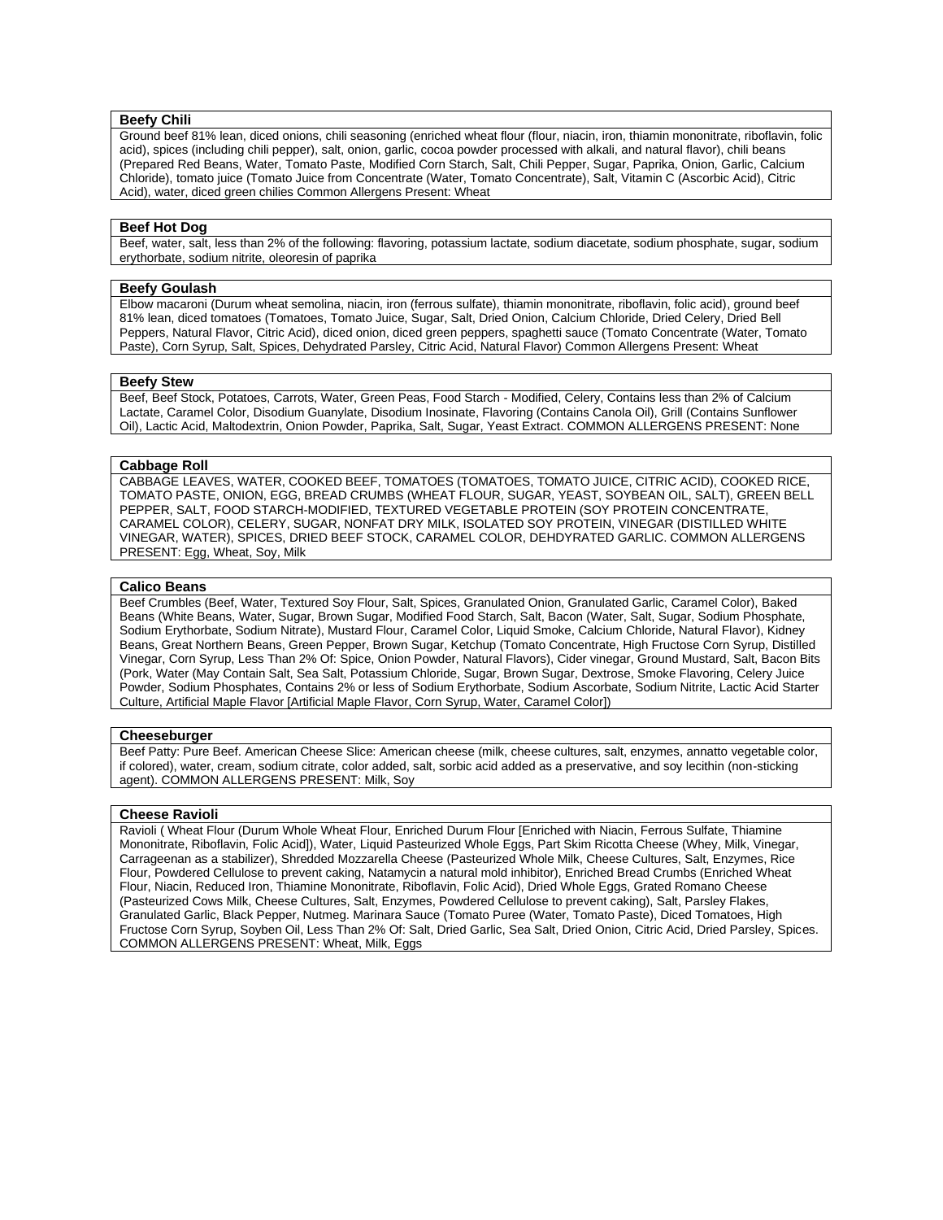**Beefy Chili**

Ground beef 81% lean, diced onions, chili seasoning (enriched wheat flour (flour, niacin, iron, thiamin mononitrate, riboflavin, folic acid), spices (including chili pepper), salt, onion, garlic, cocoa powder processed with alkali, and natural flavor), chili beans (Prepared Red Beans, Water, Tomato Paste, Modified Corn Starch, Salt, Chili Pepper, Sugar, Paprika, Onion, Garlic, Calcium Chloride), tomato juice (Tomato Juice from Concentrate (Water, Tomato Concentrate), Salt, Vitamin C (Ascorbic Acid), Citric Acid), water, diced green chilies Common Allergens Present: Wheat

**Beef Hot Dog**

Beef, water, salt, less than 2% of the following: flavoring, potassium lactate, sodium diacetate, sodium phosphate, sugar, sodium erythorbate, sodium nitrite, oleoresin of paprika

**Beefy Goulash**

Elbow macaroni (Durum wheat semolina, niacin, iron (ferrous sulfate), thiamin mononitrate, riboflavin, folic acid), ground beef 81% lean, diced tomatoes (Tomatoes, Tomato Juice, Sugar, Salt, Dried Onion, Calcium Chloride, Dried Celery, Dried Bell Peppers, Natural Flavor, Citric Acid), diced onion, diced green peppers, spaghetti sauce (Tomato Concentrate (Water, Tomato Paste), Corn Syrup, Salt, Spices, Dehydrated Parsley, Citric Acid, Natural Flavor) Common Allergens Present: Wheat

**Beefy Stew**

Beef, Beef Stock, Potatoes, Carrots, Water, Green Peas, Food Starch - Modified, Celery, Contains less than 2% of Calcium Lactate, Caramel Color, Disodium Guanylate, Disodium Inosinate, Flavoring (Contains Canola Oil), Grill (Contains Sunflower Oil), Lactic Acid, Maltodextrin, Onion Powder, Paprika, Salt, Sugar, Yeast Extract. COMMON ALLERGENS PRESENT: None

**Cabbage Roll**

CABBAGE LEAVES, WATER, COOKED BEEF, TOMATOES (TOMATOES, TOMATO JUICE, CITRIC ACID), COOKED RICE, TOMATO PASTE, ONION, EGG, BREAD CRUMBS (WHEAT FLOUR, SUGAR, YEAST, SOYBEAN OIL, SALT), GREEN BELL PEPPER, SALT, FOOD STARCH-MODIFIED, TEXTURED VEGETABLE PROTEIN (SOY PROTEIN CONCENTRATE, CARAMEL COLOR), CELERY, SUGAR, NONFAT DRY MILK, ISOLATED SOY PROTEIN, VINEGAR (DISTILLED WHITE VINEGAR, WATER), SPICES, DRIED BEEF STOCK, CARAMEL COLOR, DEHDYRATED GARLIC. COMMON ALLERGENS PRESENT: Egg, Wheat, Soy, Milk

**Calico Beans**

Beef Crumbles (Beef, Water, Textured Soy Flour, Salt, Spices, Granulated Onion, Granulated Garlic, Caramel Color), Baked Beans (White Beans, Water, Sugar, Brown Sugar, Modified Food Starch, Salt, Bacon (Water, Salt, Sugar, Sodium Phosphate, Sodium Erythorbate, Sodium Nitrate), Mustard Flour, Caramel Color, Liquid Smoke, Calcium Chloride, Natural Flavor), Kidney Beans, Great Northern Beans, Green Pepper, Brown Sugar, Ketchup (Tomato Concentrate, High Fructose Corn Syrup, Distilled Vinegar, Corn Syrup, Less Than 2% Of: Spice, Onion Powder, Natural Flavors), Cider vinegar, Ground Mustard, Salt, Bacon Bits (Pork, Water (May Contain Salt, Sea Salt, Potassium Chloride, Sugar, Brown Sugar, Dextrose, Smoke Flavoring, Celery Juice Powder, Sodium Phosphates, Contains 2% or less of Sodium Erythorbate, Sodium Ascorbate, Sodium Nitrite, Lactic Acid Starter Culture, Artificial Maple Flavor [Artificial Maple Flavor, Corn Syrup, Water, Caramel Color])

**Cheeseburger**

Beef Patty: Pure Beef. American Cheese Slice: American cheese (milk, cheese cultures, salt, enzymes, annatto vegetable color, if colored), water, cream, sodium citrate, color added, salt, sorbic acid added as a preservative, and soy lecithin (non-sticking agent). COMMON ALLERGENS PRESENT: Milk, Soy

**Cheese Ravioli**

Ravioli ( Wheat Flour (Durum Whole Wheat Flour, Enriched Durum Flour [Enriched with Niacin, Ferrous Sulfate, Thiamine Mononitrate, Riboflavin, Folic Acid]), Water, Liquid Pasteurized Whole Eggs, Part Skim Ricotta Cheese (Whey, Milk, Vinegar, Carrageenan as a stabilizer), Shredded Mozzarella Cheese (Pasteurized Whole Milk, Cheese Cultures, Salt, Enzymes, Rice Flour, Powdered Cellulose to prevent caking, Natamycin a natural mold inhibitor), Enriched Bread Crumbs (Enriched Wheat Flour, Niacin, Reduced Iron, Thiamine Mononitrate, Riboflavin, Folic Acid), Dried Whole Eggs, Grated Romano Cheese (Pasteurized Cows Milk, Cheese Cultures, Salt, Enzymes, Powdered Cellulose to prevent caking), Salt, Parsley Flakes, Granulated Garlic, Black Pepper, Nutmeg. Marinara Sauce (Tomato Puree (Water, Tomato Paste), Diced Tomatoes, High Fructose Corn Syrup, Soyben Oil, Less Than 2% Of: Salt, Dried Garlic, Sea Salt, Dried Onion, Citric Acid, Dried Parsley, Spices. COMMON ALLERGENS PRESENT: Wheat, Milk, Eggs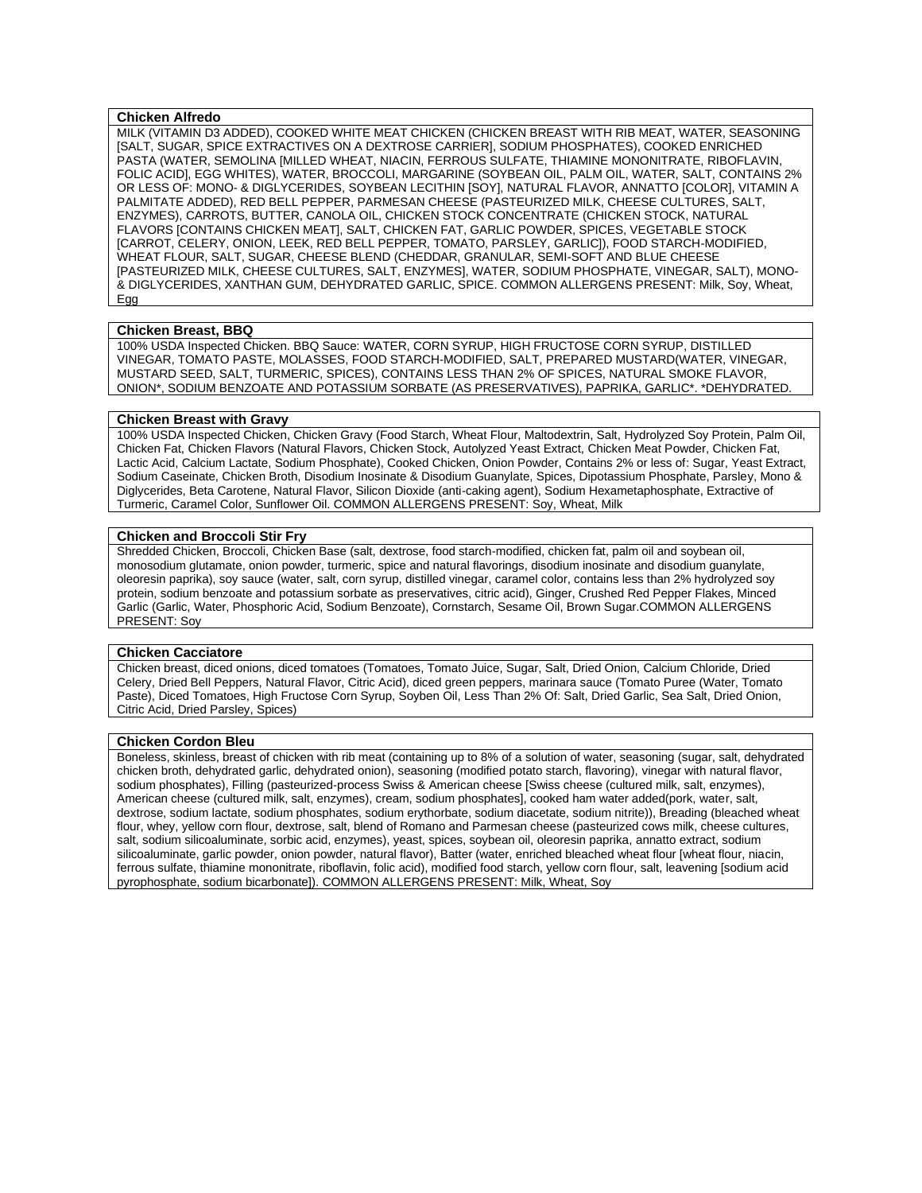**Chicken Alfredo**

MILK (VITAMIN D3 ADDED), COOKED WHITE MEAT CHICKEN (CHICKEN BREAST WITH RIB MEAT, WATER, SEASONING [SALT, SUGAR, SPICE EXTRACTIVES ON A DEXTROSE CARRIER], SODIUM PHOSPHATES), COOKED ENRICHED PASTA (WATER, SEMOLINA [MILLED WHEAT, NIACIN, FERROUS SULFATE, THIAMINE MONONITRATE, RIBOFLAVIN, FOLIC ACID], EGG WHITES), WATER, BROCCOLI, MARGARINE (SOYBEAN OIL, PALM OIL, WATER, SALT, CONTAINS 2% OR LESS OF: MONO- & DIGLYCERIDES, SOYBEAN LECITHIN [SOY], NATURAL FLAVOR, ANNATTO [COLOR], VITAMIN A PALMITATE ADDED), RED BELL PEPPER, PARMESAN CHEESE (PASTEURIZED MILK, CHEESE CULTURES, SALT, ENZYMES), CARROTS, BUTTER, CANOLA OIL, CHICKEN STOCK CONCENTRATE (CHICKEN STOCK, NATURAL FLAVORS [CONTAINS CHICKEN MEAT], SALT, CHICKEN FAT, GARLIC POWDER, SPICES, VEGETABLE STOCK [CARROT, CELERY, ONION, LEEK, RED BELL PEPPER, TOMATO, PARSLEY, GARLIC]), FOOD STARCH-MODIFIED, WHEAT FLOUR, SALT, SUGAR, CHEESE BLEND (CHEDDAR, GRANULAR, SEMI-SOFT AND BLUE CHEESE [PASTEURIZED MILK, CHEESE CULTURES, SALT, ENZYMES], WATER, SODIUM PHOSPHATE, VINEGAR, SALT), MONO- & DIGLYCERIDES, XANTHAN GUM, DEHYDRATED GARLIC, SPICE. COMMON ALLERGENS PRESENT: Milk, Soy, Wheat, Egg

**Chicken Breast, BBQ**

100% USDA Inspected Chicken. BBQ Sauce: WATER, CORN SYRUP, HIGH FRUCTOSE CORN SYRUP, DISTILLED VINEGAR, TOMATO PASTE, MOLASSES, FOOD STARCH-MODIFIED, SALT, PREPARED MUSTARD(WATER, VINEGAR, MUSTARD SEED, SALT, TURMERIC, SPICES), CONTAINS LESS THAN 2% OF SPICES, NATURAL SMOKE FLAVOR, ONION*, SODIUM BENZOATE AND POTASSIUM SORBATE (AS PRESERVATIVES), PAPRIKA, GARLIC*. *DEHYDRATED.

**Chicken Breast with Gravy**

100% USDA Inspected Chicken, Chicken Gravy (Food Starch, Wheat Flour, Maltodextrin, Salt, Hydrolyzed Soy Protein, Palm Oil, Chicken Fat, Chicken Flavors (Natural Flavors, Chicken Stock, Autolyzed Yeast Extract, Chicken Meat Powder, Chicken Fat, Lactic Acid, Calcium Lactate, Sodium Phosphate), Cooked Chicken, Onion Powder, Contains 2% or less of: Sugar, Yeast Extract, Sodium Caseinate, Chicken Broth, Disodium Inosinate & Disodium Guanylate, Spices, Dipotassium Phosphate, Parsley, Mono & Diglycerides, Beta Carotene, Natural Flavor, Silicon Dioxide (anti-caking agent), Sodium Hexametaphosphate, Extractive of Turmeric, Caramel Color, Sunflower Oil. COMMON ALLERGENS PRESENT: Soy, Wheat, Milk

**Chicken and Broccoli Stir Fry**

Shredded Chicken, Broccoli, Chicken Base (salt, dextrose, food starch-modified, chicken fat, palm oil and soybean oil, monosodium glutamate, onion powder, turmeric, spice and natural flavorings, disodium inosinate and disodium guanylate, oleoresin paprika), soy sauce (water, salt, corn syrup, distilled vinegar, caramel color, contains less than 2% hydrolyzed soy protein, sodium benzoate and potassium sorbate as preservatives, citric acid), Ginger, Crushed Red Pepper Flakes, Minced Garlic (Garlic, Water, Phosphoric Acid, Sodium Benzoate), Cornstarch, Sesame Oil, Brown Sugar.COMMON ALLERGENS PRESENT: Soy

**Chicken Cacciatore**

Chicken breast, diced onions, diced tomatoes (Tomatoes, Tomato Juice, Sugar, Salt, Dried Onion, Calcium Chloride, Dried Celery, Dried Bell Peppers, Natural Flavor, Citric Acid), diced green peppers, marinara sauce (Tomato Puree (Water, Tomato Paste), Diced Tomatoes, High Fructose Corn Syrup, Soyben Oil, Less Than 2% Of: Salt, Dried Garlic, Sea Salt, Dried Onion, Citric Acid, Dried Parsley, Spices)

**Chicken Cordon Bleu**

Boneless, skinless, breast of chicken with rib meat (containing up to 8% of a solution of water, seasoning (sugar, salt, dehydrated chicken broth, dehydrated garlic, dehydrated onion), seasoning (modified potato starch, flavoring), vinegar with natural flavor, sodium phosphates), Filling (pasteurized-process Swiss & American cheese [Swiss cheese (cultured milk, salt, enzymes), American cheese (cultured milk, salt, enzymes), cream, sodium phosphates], cooked ham water added(pork, water, salt, dextrose, sodium lactate, sodium phosphates, sodium erythorbate, sodium diacetate, sodium nitrite)), Breading (bleached wheat flour, whey, yellow corn flour, dextrose, salt, blend of Romano and Parmesan cheese (pasteurized cows milk, cheese cultures, salt, sodium silicoaluminate, sorbic acid, enzymes), yeast, spices, soybean oil, oleoresin paprika, annatto extract, sodium silicoaluminate, garlic powder, onion powder, natural flavor), Batter (water, enriched bleached wheat flour [wheat flour, niacin, ferrous sulfate, thiamine mononitrate, riboflavin, folic acid), modified food starch, yellow corn flour, salt, leavening [sodium acid pyrophosphate, sodium bicarbonate]). COMMON ALLERGENS PRESENT: Milk, Wheat, Soy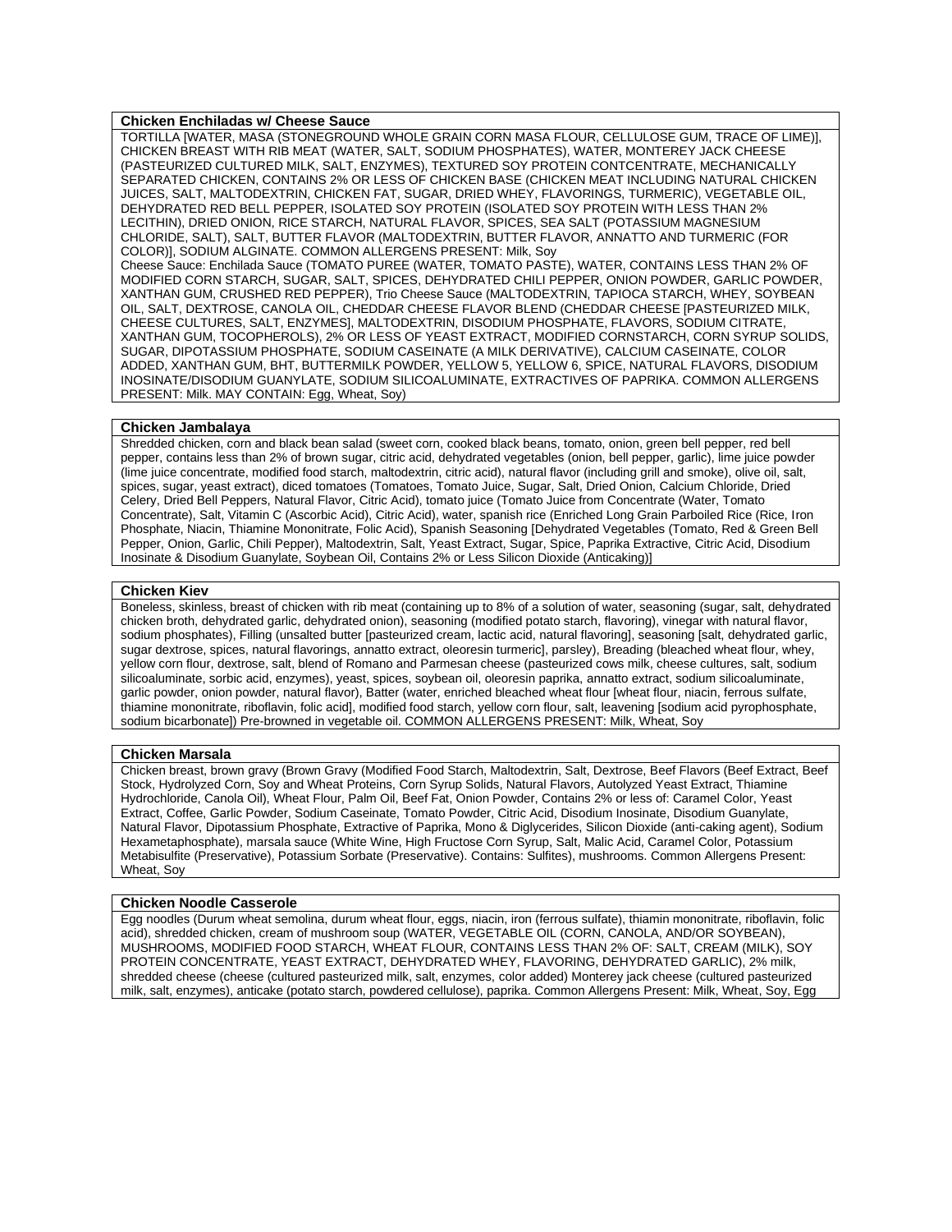**Chicken Enchiladas w/ Cheese Sauce**

TORTILLA [WATER, MASA (STONEGROUND WHOLE GRAIN CORN MASA FLOUR, CELLULOSE GUM, TRACE OF LIME)], CHICKEN BREAST WITH RIB MEAT (WATER, SALT, SODIUM PHOSPHATES), WATER, MONTEREY JACK CHEESE (PASTEURIZED CULTURED MILK, SALT, ENZYMES), TEXTURED SOY PROTEIN CONTCENTRATE, MECHANICALLY SEPARATED CHICKEN, CONTAINS 2% OR LESS OF CHICKEN BASE (CHICKEN MEAT INCLUDING NATURAL CHICKEN JUICES, SALT, MALTODEXTRIN, CHICKEN FAT, SUGAR, DRIED WHEY, FLAVORINGS, TURMERIC), VEGETABLE OIL, DEHYDRATED RED BELL PEPPER, ISOLATED SOY PROTEIN (ISOLATED SOY PROTEIN WITH LESS THAN 2% LECITHIN), DRIED ONION, RICE STARCH, NATURAL FLAVOR, SPICES, SEA SALT (POTASSIUM MAGNESIUM CHLORIDE, SALT), SALT, BUTTER FLAVOR (MALTODEXTRIN, BUTTER FLAVOR, ANNATTO AND TURMERIC (FOR COLOR)], SODIUM ALGINATE. COMMON ALLERGENS PRESENT: Milk, Soy

Cheese Sauce: Enchilada Sauce (TOMATO PUREE (WATER, TOMATO PASTE), WATER, CONTAINS LESS THAN 2% OF MODIFIED CORN STARCH, SUGAR, SALT, SPICES, DEHYDRATED CHILI PEPPER, ONION POWDER, GARLIC POWDER, XANTHAN GUM, CRUSHED RED PEPPER), Trio Cheese Sauce (MALTODEXTRIN, TAPIOCA STARCH, WHEY, SOYBEAN OIL, SALT, DEXTROSE, CANOLA OIL, CHEDDAR CHEESE FLAVOR BLEND (CHEDDAR CHEESE [PASTEURIZED MILK, CHEESE CULTURES, SALT, ENZYMES], MALTODEXTRIN, DISODIUM PHOSPHATE, FLAVORS, SODIUM CITRATE, XANTHAN GUM, TOCOPHEROLS), 2% OR LESS OF YEAST EXTRACT, MODIFIED CORNSTARCH, CORN SYRUP SOLIDS, SUGAR, DIPOTASSIUM PHOSPHATE, SODIUM CASEINATE (A MILK DERIVATIVE), CALCIUM CASEINATE, COLOR ADDED, XANTHAN GUM, BHT, BUTTERMILK POWDER, YELLOW 5, YELLOW 6, SPICE, NATURAL FLAVORS, DISODIUM INOSINATE/DISODIUM GUANYLATE, SODIUM SILICOALUMINATE, EXTRACTIVES OF PAPRIKA. COMMON ALLERGENS PRESENT: Milk. MAY CONTAIN: Egg, Wheat, Soy)

**Chicken Jambalaya**

Shredded chicken, corn and black bean salad (sweet corn, cooked black beans, tomato, onion, green bell pepper, red bell pepper, contains less than 2% of brown sugar, citric acid, dehydrated vegetables (onion, bell pepper, garlic), lime juice powder (lime juice concentrate, modified food starch, maltodextrin, citric acid), natural flavor (including grill and smoke), olive oil, salt, spices, sugar, yeast extract), diced tomatoes (Tomatoes, Tomato Juice, Sugar, Salt, Dried Onion, Calcium Chloride, Dried Celery, Dried Bell Peppers, Natural Flavor, Citric Acid), tomato juice (Tomato Juice from Concentrate (Water, Tomato Concentrate), Salt, Vitamin C (Ascorbic Acid), Citric Acid), water, spanish rice (Enriched Long Grain Parboiled Rice (Rice, Iron Phosphate, Niacin, Thiamine Mononitrate, Folic Acid), Spanish Seasoning [Dehydrated Vegetables (Tomato, Red & Green Bell Pepper, Onion, Garlic, Chili Pepper), Maltodextrin, Salt, Yeast Extract, Sugar, Spice, Paprika Extractive, Citric Acid, Disodium Inosinate & Disodium Guanylate, Soybean Oil, Contains 2% or Less Silicon Dioxide (Anticaking)]

**Chicken Kiev**

Boneless, skinless, breast of chicken with rib meat (containing up to 8% of a solution of water, seasoning (sugar, salt, dehydrated chicken broth, dehydrated garlic, dehydrated onion), seasoning (modified potato starch, flavoring), vinegar with natural flavor, sodium phosphates), Filling (unsalted butter [pasteurized cream, lactic acid, natural flavoring], seasoning [salt, dehydrated garlic, sugar dextrose, spices, natural flavorings, annatto extract, oleoresin turmeric], parsley), Breading (bleached wheat flour, whey, yellow corn flour, dextrose, salt, blend of Romano and Parmesan cheese (pasteurized cows milk, cheese cultures, salt, sodium silicoaluminate, sorbic acid, enzymes), yeast, spices, soybean oil, oleoresin paprika, annatto extract, sodium silicoaluminate, garlic powder, onion powder, natural flavor), Batter (water, enriched bleached wheat flour [wheat flour, niacin, ferrous sulfate, thiamine mononitrate, riboflavin, folic acid], modified food starch, yellow corn flour, salt, leavening [sodium acid pyrophosphate, sodium bicarbonate]) Pre-browned in vegetable oil. COMMON ALLERGENS PRESENT: Milk, Wheat, Soy

**Chicken Marsala**

Chicken breast, brown gravy (Brown Gravy (Modified Food Starch, Maltodextrin, Salt, Dextrose, Beef Flavors (Beef Extract, Beef Stock, Hydrolyzed Corn, Soy and Wheat Proteins, Corn Syrup Solids, Natural Flavors, Autolyzed Yeast Extract, Thiamine Hydrochloride, Canola Oil), Wheat Flour, Palm Oil, Beef Fat, Onion Powder, Contains 2% or less of: Caramel Color, Yeast Extract, Coffee, Garlic Powder, Sodium Caseinate, Tomato Powder, Citric Acid, Disodium Inosinate, Disodium Guanylate, Natural Flavor, Dipotassium Phosphate, Extractive of Paprika, Mono & Diglycerides, Silicon Dioxide (anti-caking agent), Sodium Hexametaphosphate), marsala sauce (White Wine, High Fructose Corn Syrup, Salt, Malic Acid, Caramel Color, Potassium Metabisulfite (Preservative), Potassium Sorbate (Preservative). Contains: Sulfites), mushrooms. Common Allergens Present: Wheat, Soy

**Chicken Noodle Casserole**

Egg noodles (Durum wheat semolina, durum wheat flour, eggs, niacin, iron (ferrous sulfate), thiamin mononitrate, riboflavin, folic acid), shredded chicken, cream of mushroom soup (WATER, VEGETABLE OIL (CORN, CANOLA, AND/OR SOYBEAN), MUSHROOMS, MODIFIED FOOD STARCH, WHEAT FLOUR, CONTAINS LESS THAN 2% OF: SALT, CREAM (MILK), SOY PROTEIN CONCENTRATE, YEAST EXTRACT, DEHYDRATED WHEY, FLAVORING, DEHYDRATED GARLIC), 2% milk, shredded cheese (cheese (cultured pasteurized milk, salt, enzymes, color added) Monterey jack cheese (cultured pasteurized milk, salt, enzymes), anticake (potato starch, powdered cellulose), paprika. Common Allergens Present: Milk, Wheat, Soy, Egg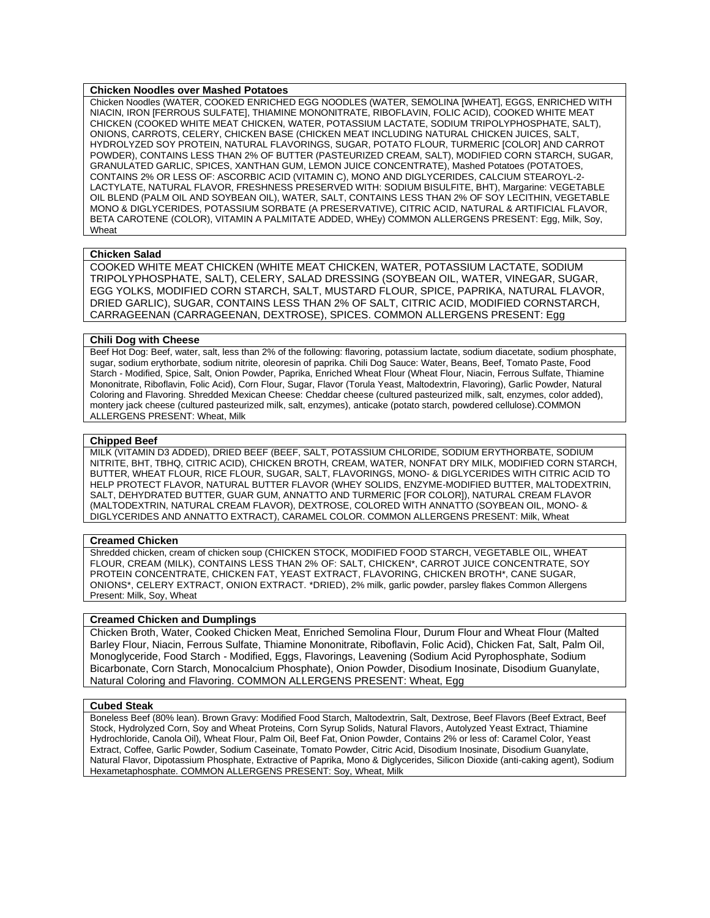**Chicken Noodles over Mashed Potatoes**

Chicken Noodles (WATER, COOKED ENRICHED EGG NOODLES (WATER, SEMOLINA [WHEAT], EGGS, ENRICHED WITH NIACIN, IRON [FERROUS SULFATE], THIAMINE MONONITRATE, RIBOFLAVIN, FOLIC ACID), COOKED WHITE MEAT CHICKEN (COOKED WHITE MEAT CHICKEN, WATER, POTASSIUM LACTATE, SODIUM TRIPOLYPHOSPHATE, SALT), ONIONS, CARROTS, CELERY, CHICKEN BASE (CHICKEN MEAT INCLUDING NATURAL CHICKEN JUICES, SALT, HYDROLYZED SOY PROTEIN, NATURAL FLAVORINGS, SUGAR, POTATO FLOUR, TURMERIC [COLOR] AND CARROT POWDER), CONTAINS LESS THAN 2% OF BUTTER (PASTEURIZED CREAM, SALT), MODIFIED CORN STARCH, SUGAR, GRANULATED GARLIC, SPICES, XANTHAN GUM, LEMON JUICE CONCENTRATE), Mashed Potatoes (POTATOES, CONTAINS 2% OR LESS OF: ASCORBIC ACID (VITAMIN C), MONO AND DIGLYCERIDES, CALCIUM STEAROYL-2-LACTYLATE, NATURAL FLAVOR, FRESHNESS PRESERVED WITH: SODIUM BISULFITE, BHT), Margarine: VEGETABLE OIL BLEND (PALM OIL AND SOYBEAN OIL), WATER, SALT, CONTAINS LESS THAN 2% OF SOY LECITHIN, VEGETABLE MONO & DIGLYCERIDES, POTASSIUM SORBATE (A PRESERVATIVE), CITRIC ACID, NATURAL & ARTIFICIAL FLAVOR, BETA CAROTENE (COLOR), VITAMIN A PALMITATE ADDED, WHEy) COMMON ALLERGENS PRESENT: Egg, Milk, Soy, Wheat

**Chicken Salad**

COOKED WHITE MEAT CHICKEN (WHITE MEAT CHICKEN, WATER, POTASSIUM LACTATE, SODIUM TRIPOLYPHOSPHATE, SALT), CELERY, SALAD DRESSING (SOYBEAN OIL, WATER, VINEGAR, SUGAR, EGG YOLKS, MODIFIED CORN STARCH, SALT, MUSTARD FLOUR, SPICE, PAPRIKA, NATURAL FLAVOR, DRIED GARLIC), SUGAR, CONTAINS LESS THAN 2% OF SALT, CITRIC ACID, MODIFIED CORNSTARCH, CARRAGEENAN (CARRAGEENAN, DEXTROSE), SPICES. COMMON ALLERGENS PRESENT: Egg

**Chili Dog with Cheese**

Beef Hot Dog: Beef, water, salt, less than 2% of the following: flavoring, potassium lactate, sodium diacetate, sodium phosphate, sugar, sodium erythorbate, sodium nitrite, oleoresin of paprika. Chili Dog Sauce: Water, Beans, Beef, Tomato Paste, Food Starch - Modified, Spice, Salt, Onion Powder, Paprika, Enriched Wheat Flour (Wheat Flour, Niacin, Ferrous Sulfate, Thiamine Mononitrate, Riboflavin, Folic Acid), Corn Flour, Sugar, Flavor (Torula Yeast, Maltodextrin, Flavoring), Garlic Powder, Natural Coloring and Flavoring. Shredded Mexican Cheese: Cheddar cheese (cultured pasteurized milk, salt, enzymes, color added), montery jack cheese (cultured pasteurized milk, salt, enzymes), anticake (potato starch, powdered cellulose).COMMON ALLERGENS PRESENT: Wheat, Milk

**Chipped Beef**

MILK (VITAMIN D3 ADDED), DRIED BEEF (BEEF, SALT, POTASSIUM CHLORIDE, SODIUM ERYTHORBATE, SODIUM NITRITE, BHT, TBHQ, CITRIC ACID), CHICKEN BROTH, CREAM, WATER, NONFAT DRY MILK, MODIFIED CORN STARCH, BUTTER, WHEAT FLOUR, RICE FLOUR, SUGAR, SALT, FLAVORINGS, MONO- & DIGLYCERIDES WITH CITRIC ACID TO HELP PROTECT FLAVOR, NATURAL BUTTER FLAVOR (WHEY SOLIDS, ENZYME-MODIFIED BUTTER, MALTODEXTRIN, SALT, DEHYDRATED BUTTER, GUAR GUM, ANNATTO AND TURMERIC [FOR COLOR]), NATURAL CREAM FLAVOR (MALTODEXTRIN, NATURAL CREAM FLAVOR), DEXTROSE, COLORED WITH ANNATTO (SOYBEAN OIL, MONO- & DIGLYCERIDES AND ANNATTO EXTRACT), CARAMEL COLOR. COMMON ALLERGENS PRESENT: Milk, Wheat

**Creamed Chicken**

Shredded chicken, cream of chicken soup (CHICKEN STOCK, MODIFIED FOOD STARCH, VEGETABLE OIL, WHEAT FLOUR, CREAM (MILK), CONTAINS LESS THAN 2% OF: SALT, CHICKEN*, CARROT JUICE CONCENTRATE, SOY PROTEIN CONCENTRATE, CHICKEN FAT, YEAST EXTRACT, FLAVORING, CHICKEN BROTH*, CANE SUGAR, ONIONS*, CELERY EXTRACT, ONION EXTRACT. *DRIED), 2% milk, garlic powder, parsley flakes Common Allergens Present: Milk, Soy, Wheat

**Creamed Chicken and Dumplings**

Chicken Broth, Water, Cooked Chicken Meat, Enriched Semolina Flour, Durum Flour and Wheat Flour (Malted Barley Flour, Niacin, Ferrous Sulfate, Thiamine Mononitrate, Riboflavin, Folic Acid), Chicken Fat, Salt, Palm Oil, Monoglyceride, Food Starch - Modified, Eggs, Flavorings, Leavening (Sodium Acid Pyrophosphate, Sodium Bicarbonate, Corn Starch, Monocalcium Phosphate), Onion Powder, Disodium Inosinate, Disodium Guanylate, Natural Coloring and Flavoring. COMMON ALLERGENS PRESENT: Wheat, Egg

**Cubed Steak**

Boneless Beef (80% lean). Brown Gravy: Modified Food Starch, Maltodextrin, Salt, Dextrose, Beef Flavors (Beef Extract, Beef Stock, Hydrolyzed Corn, Soy and Wheat Proteins, Corn Syrup Solids, Natural Flavors, Autolyzed Yeast Extract, Thiamine Hydrochloride, Canola Oil), Wheat Flour, Palm Oil, Beef Fat, Onion Powder, Contains 2% or less of: Caramel Color, Yeast Extract, Coffee, Garlic Powder, Sodium Caseinate, Tomato Powder, Citric Acid, Disodium Inosinate, Disodium Guanylate, Natural Flavor, Dipotassium Phosphate, Extractive of Paprika, Mono & Diglycerides, Silicon Dioxide (anti-caking agent), Sodium Hexametaphosphate. COMMON ALLERGENS PRESENT: Soy, Wheat, Milk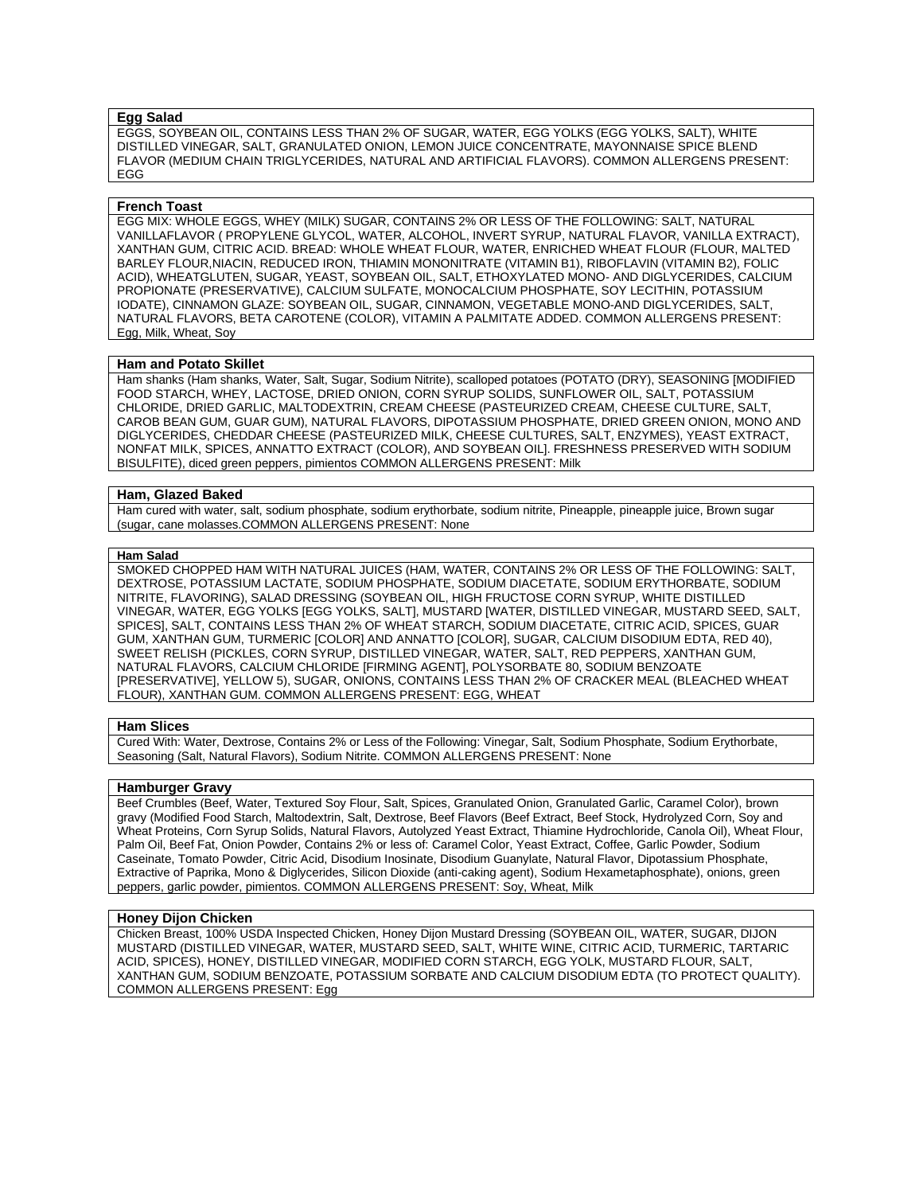**Egg Salad**

EGGS, SOYBEAN OIL, CONTAINS LESS THAN 2% OF SUGAR, WATER, EGG YOLKS (EGG YOLKS, SALT), WHITE DISTILLED VINEGAR, SALT, GRANULATED ONION, LEMON JUICE CONCENTRATE, MAYONNAISE SPICE BLEND FLAVOR (MEDIUM CHAIN TRIGLYCERIDES, NATURAL AND ARTIFICIAL FLAVORS). COMMON ALLERGENS PRESENT: EGG

**French Toast**

EGG MIX: WHOLE EGGS, WHEY (MILK) SUGAR, CONTAINS 2% OR LESS OF THE FOLLOWING: SALT, NATURAL VANILLAFLAVOR ( PROPYLENE GLYCOL, WATER, ALCOHOL, INVERT SYRUP, NATURAL FLAVOR, VANILLA EXTRACT), XANTHAN GUM, CITRIC ACID. BREAD: WHOLE WHEAT FLOUR, WATER, ENRICHED WHEAT FLOUR (FLOUR, MALTED BARLEY FLOUR,NIACIN, REDUCED IRON, THIAMIN MONONITRATE (VITAMIN B1), RIBOFLAVIN (VITAMIN B2), FOLIC ACID), WHEATGLUTEN, SUGAR, YEAST, SOYBEAN OIL, SALT, ETHOXYLATED MONO- AND DIGLYCERIDES, CALCIUM PROPIONATE (PRESERVATIVE), CALCIUM SULFATE, MONOCALCIUM PHOSPHATE, SOY LECITHIN, POTASSIUM IODATE), CINNAMON GLAZE: SOYBEAN OIL, SUGAR, CINNAMON, VEGETABLE MONO-AND DIGLYCERIDES, SALT, NATURAL FLAVORS, BETA CAROTENE (COLOR), VITAMIN A PALMITATE ADDED. COMMON ALLERGENS PRESENT: Egg, Milk, Wheat, Soy

**Ham and Potato Skillet**

Ham shanks (Ham shanks, Water, Salt, Sugar, Sodium Nitrite), scalloped potatoes (POTATO (DRY), SEASONING [MODIFIED FOOD STARCH, WHEY, LACTOSE, DRIED ONION, CORN SYRUP SOLIDS, SUNFLOWER OIL, SALT, POTASSIUM CHLORIDE, DRIED GARLIC, MALTODEXTRIN, CREAM CHEESE (PASTEURIZED CREAM, CHEESE CULTURE, SALT, CAROB BEAN GUM, GUAR GUM), NATURAL FLAVORS, DIPOTASSIUM PHOSPHATE, DRIED GREEN ONION, MONO AND DIGLYCERIDES, CHEDDAR CHEESE (PASTEURIZED MILK, CHEESE CULTURES, SALT, ENZYMES), YEAST EXTRACT, NONFAT MILK, SPICES, ANNATTO EXTRACT (COLOR), AND SOYBEAN OIL]. FRESHNESS PRESERVED WITH SODIUM BISULFITE), diced green peppers, pimientos COMMON ALLERGENS PRESENT: Milk

**Ham, Glazed Baked**

Ham cured with water, salt, sodium phosphate, sodium erythorbate, sodium nitrite, Pineapple, pineapple juice, Brown sugar (sugar, cane molasses.COMMON ALLERGENS PRESENT: None

**Ham Salad**

SMOKED CHOPPED HAM WITH NATURAL JUICES (HAM, WATER, CONTAINS 2% OR LESS OF THE FOLLOWING: SALT, DEXTROSE, POTASSIUM LACTATE, SODIUM PHOSPHATE, SODIUM DIACETATE, SODIUM ERYTHORBATE, SODIUM NITRITE, FLAVORING), SALAD DRESSING (SOYBEAN OIL, HIGH FRUCTOSE CORN SYRUP, WHITE DISTILLED VINEGAR, WATER, EGG YOLKS [EGG YOLKS, SALT], MUSTARD [WATER, DISTILLED VINEGAR, MUSTARD SEED, SALT, SPICES], SALT, CONTAINS LESS THAN 2% OF WHEAT STARCH, SODIUM DIACETATE, CITRIC ACID, SPICES, GUAR GUM, XANTHAN GUM, TURMERIC [COLOR] AND ANNATTO [COLOR], SUGAR, CALCIUM DISODIUM EDTA, RED 40), SWEET RELISH (PICKLES, CORN SYRUP, DISTILLED VINEGAR, WATER, SALT, RED PEPPERS, XANTHAN GUM, NATURAL FLAVORS, CALCIUM CHLORIDE [FIRMING AGENT], POLYSORBATE 80, SODIUM BENZOATE [PRESERVATIVE], YELLOW 5), SUGAR, ONIONS, CONTAINS LESS THAN 2% OF CRACKER MEAL (BLEACHED WHEAT FLOUR), XANTHAN GUM. COMMON ALLERGENS PRESENT: EGG, WHEAT

**Ham Slices**

Cured With: Water, Dextrose, Contains 2% or Less of the Following: Vinegar, Salt, Sodium Phosphate, Sodium Erythorbate, Seasoning (Salt, Natural Flavors), Sodium Nitrite. COMMON ALLERGENS PRESENT: None

**Hamburger Gravy**

Beef Crumbles (Beef, Water, Textured Soy Flour, Salt, Spices, Granulated Onion, Granulated Garlic, Caramel Color), brown gravy (Modified Food Starch, Maltodextrin, Salt, Dextrose, Beef Flavors (Beef Extract, Beef Stock, Hydrolyzed Corn, Soy and Wheat Proteins, Corn Syrup Solids, Natural Flavors, Autolyzed Yeast Extract, Thiamine Hydrochloride, Canola Oil), Wheat Flour, Palm Oil, Beef Fat, Onion Powder, Contains 2% or less of: Caramel Color, Yeast Extract, Coffee, Garlic Powder, Sodium Caseinate, Tomato Powder, Citric Acid, Disodium Inosinate, Disodium Guanylate, Natural Flavor, Dipotassium Phosphate, Extractive of Paprika, Mono & Diglycerides, Silicon Dioxide (anti-caking agent), Sodium Hexametaphosphate), onions, green peppers, garlic powder, pimientos. COMMON ALLERGENS PRESENT: Soy, Wheat, Milk

**Honey Dijon Chicken**

Chicken Breast, 100% USDA Inspected Chicken, Honey Dijon Mustard Dressing (SOYBEAN OIL, WATER, SUGAR, DIJON MUSTARD (DISTILLED VINEGAR, WATER, MUSTARD SEED, SALT, WHITE WINE, CITRIC ACID, TURMERIC, TARTARIC ACID, SPICES), HONEY, DISTILLED VINEGAR, MODIFIED CORN STARCH, EGG YOLK, MUSTARD FLOUR, SALT, XANTHAN GUM, SODIUM BENZOATE, POTASSIUM SORBATE AND CALCIUM DISODIUM EDTA (TO PROTECT QUALITY). COMMON ALLERGENS PRESENT: Egg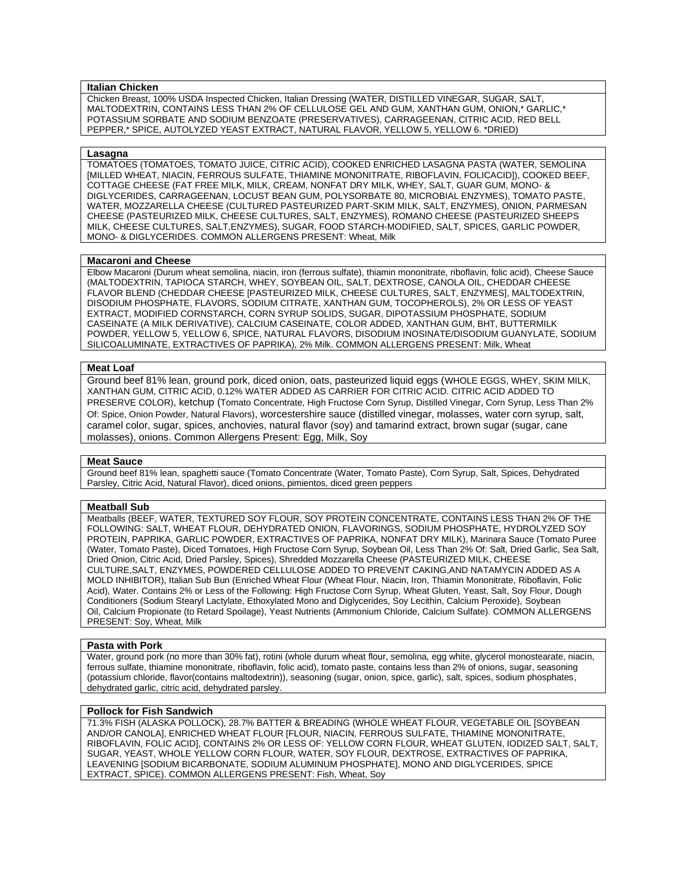**Italian Chicken**

Chicken Breast, 100% USDA Inspected Chicken, Italian Dressing (WATER, DISTILLED VINEGAR, SUGAR, SALT, MALTODEXTRIN, CONTAINS LESS THAN 2% OF CELLULOSE GEL AND GUM, XANTHAN GUM, ONION,* GARLIC,* POTASSIUM SORBATE AND SODIUM BENZOATE (PRESERVATIVES), CARRAGEENAN, CITRIC ACID, RED BELL PEPPER,* SPICE, AUTOLYZED YEAST EXTRACT, NATURAL FLAVOR, YELLOW 5, YELLOW 6. *DRIED)

**Lasagna**

TOMATOES (TOMATOES, TOMATO JUICE, CITRIC ACID), COOKED ENRICHED LASAGNA PASTA (WATER, SEMOLINA [MILLED WHEAT, NIACIN, FERROUS SULFATE, THIAMINE MONONITRATE, RIBOFLAVIN, FOLICACID]), COOKED BEEF, COTTAGE CHEESE (FAT FREE MILK, MILK, CREAM, NONFAT DRY MILK, WHEY, SALT, GUAR GUM, MONO- & DIGLYCERIDES, CARRAGEENAN, LOCUST BEAN GUM, POLYSORBATE 80, MICROBIAL ENZYMES), TOMATO PASTE, WATER, MOZZARELLA CHEESE (CULTURED PASTEURIZED PART-SKIM MILK, SALT, ENZYMES), ONION, PARMESAN CHEESE (PASTEURIZED MILK, CHEESE CULTURES, SALT, ENZYMES), ROMANO CHEESE (PASTEURIZED SHEEPS MILK, CHEESE CULTURES, SALT,ENZYMES), SUGAR, FOOD STARCH-MODIFIED, SALT, SPICES, GARLIC POWDER, MONO- & DIGLYCERIDES. COMMON ALLERGENS PRESENT: Wheat, Milk

**Macaroni and Cheese**

Elbow Macaroni (Durum wheat semolina, niacin, iron (ferrous sulfate), thiamin mononitrate, riboflavin, folic acid), Cheese Sauce (MALTODEXTRIN, TAPIOCA STARCH, WHEY, SOYBEAN OIL, SALT, DEXTROSE, CANOLA OIL, CHEDDAR CHEESE FLAVOR BLEND (CHEDDAR CHEESE [PASTEURIZED MILK, CHEESE CULTURES, SALT, ENZYMES], MALTODEXTRIN, DISODIUM PHOSPHATE, FLAVORS, SODIUM CITRATE, XANTHAN GUM, TOCOPHEROLS), 2% OR LESS OF YEAST EXTRACT, MODIFIED CORNSTARCH, CORN SYRUP SOLIDS, SUGAR, DIPOTASSIUM PHOSPHATE, SODIUM CASEINATE (A MILK DERIVATIVE), CALCIUM CASEINATE, COLOR ADDED, XANTHAN GUM, BHT, BUTTERMILK POWDER, YELLOW 5, YELLOW 6, SPICE, NATURAL FLAVORS, DISODIUM INOSINATE/DISODIUM GUANYLATE, SODIUM SILICOALUMINATE, EXTRACTIVES OF PAPRIKA), 2% Milk. COMMON ALLERGENS PRESENT: Milk, Wheat

**Meat Loaf**

Ground beef 81% lean, ground pork, diced onion, oats, pasteurized liquid eggs (WHOLE EGGS, WHEY, SKIM MILK, XANTHAN GUM, CITRIC ACID, 0.12% WATER ADDED AS CARRIER FOR CITRIC ACID. CITRIC ACID ADDED TO PRESERVE COLOR), ketchup (Tomato Concentrate, High Fructose Corn Syrup, Distilled Vinegar, Corn Syrup, Less Than 2% Of: Spice, Onion Powder, Natural Flavors), worcestershire sauce (distilled vinegar, molasses, water corn syrup, salt, caramel color, sugar, spices, anchovies, natural flavor (soy) and tamarind extract, brown sugar (sugar, cane molasses), onions. Common Allergens Present: Egg, Milk, Soy

**Meat Sauce**

Ground beef 81% lean, spaghetti sauce (Tomato Concentrate (Water, Tomato Paste), Corn Syrup, Salt, Spices, Dehydrated Parsley, Citric Acid, Natural Flavor), diced onions, pimientos, diced green peppers

**Meatball Sub**

Meatballs (BEEF, WATER, TEXTURED SOY FLOUR, SOY PROTEIN CONCENTRATE, CONTAINS LESS THAN 2% OF THE FOLLOWING: SALT, WHEAT FLOUR, DEHYDRATED ONION, FLAVORINGS, SODIUM PHOSPHATE, HYDROLYZED SOY PROTEIN, PAPRIKA, GARLIC POWDER, EXTRACTIVES OF PAPRIKA, NONFAT DRY MILK), Marinara Sauce (Tomato Puree (Water, Tomato Paste), Diced Tomatoes, High Fructose Corn Syrup, Soybean Oil, Less Than 2% Of: Salt, Dried Garlic, Sea Salt, Dried Onion, Citric Acid, Dried Parsley, Spices), Shredded Mozzarella Cheese (PASTEURIZED MILK, CHEESE CULTURE,SALT, ENZYMES, POWDERED CELLULOSE ADDED TO PREVENT CAKING,AND NATAMYCIN ADDED AS A MOLD INHIBITOR), Italian Sub Bun (Enriched Wheat Flour (Wheat Flour, Niacin, Iron, Thiamin Mononitrate, Riboflavin, Folic Acid), Water. Contains 2% or Less of the Following: High Fructose Corn Syrup, Wheat Gluten, Yeast, Salt, Soy Flour, Dough Conditioners (Sodium Stearyl Lactylate, Ethoxylated Mono and Diglycerides, Soy Lecithin, Calcium Peroxide), Soybean Oil, Calcium Propionate (to Retard Spoilage), Yeast Nutrients (Ammonium Chloride, Calcium Sulfate). COMMON ALLERGENS PRESENT: Soy, Wheat, Milk

**Pasta with Pork**

Water, ground pork (no more than 30% fat), rotini (whole durum wheat flour, semolina, egg white, glycerol monostearate, niacin, ferrous sulfate, thiamine mononitrate, riboflavin, folic acid), tomato paste, contains less than 2% of onions, sugar, seasoning (potassium chloride, flavor(contains maltodextrin)), seasoning (sugar, onion, spice, garlic), salt, spices, sodium phosphates, dehydrated garlic, citric acid, dehydrated parsley.

**Pollock for Fish Sandwich**

71.3% FISH (ALASKA POLLOCK), 28.7% BATTER & BREADING (WHOLE WHEAT FLOUR, VEGETABLE OIL [SOYBEAN AND/OR CANOLA], ENRICHED WHEAT FLOUR [FLOUR, NIACIN, FERROUS SULFATE, THIAMINE MONONITRATE, RIBOFLAVIN, FOLIC ACID], CONTAINS 2% OR LESS OF: YELLOW CORN FLOUR, WHEAT GLUTEN, IODIZED SALT, SALT, SUGAR, YEAST, WHOLE YELLOW CORN FLOUR, WATER, SOY FLOUR, DEXTROSE, EXTRACTIVES OF PAPRIKA, LEAVENING [SODIUM BICARBONATE, SODIUM ALUMINUM PHOSPHATE], MONO AND DIGLYCERIDES, SPICE EXTRACT, SPICE). COMMON ALLERGENS PRESENT: Fish, Wheat, Soy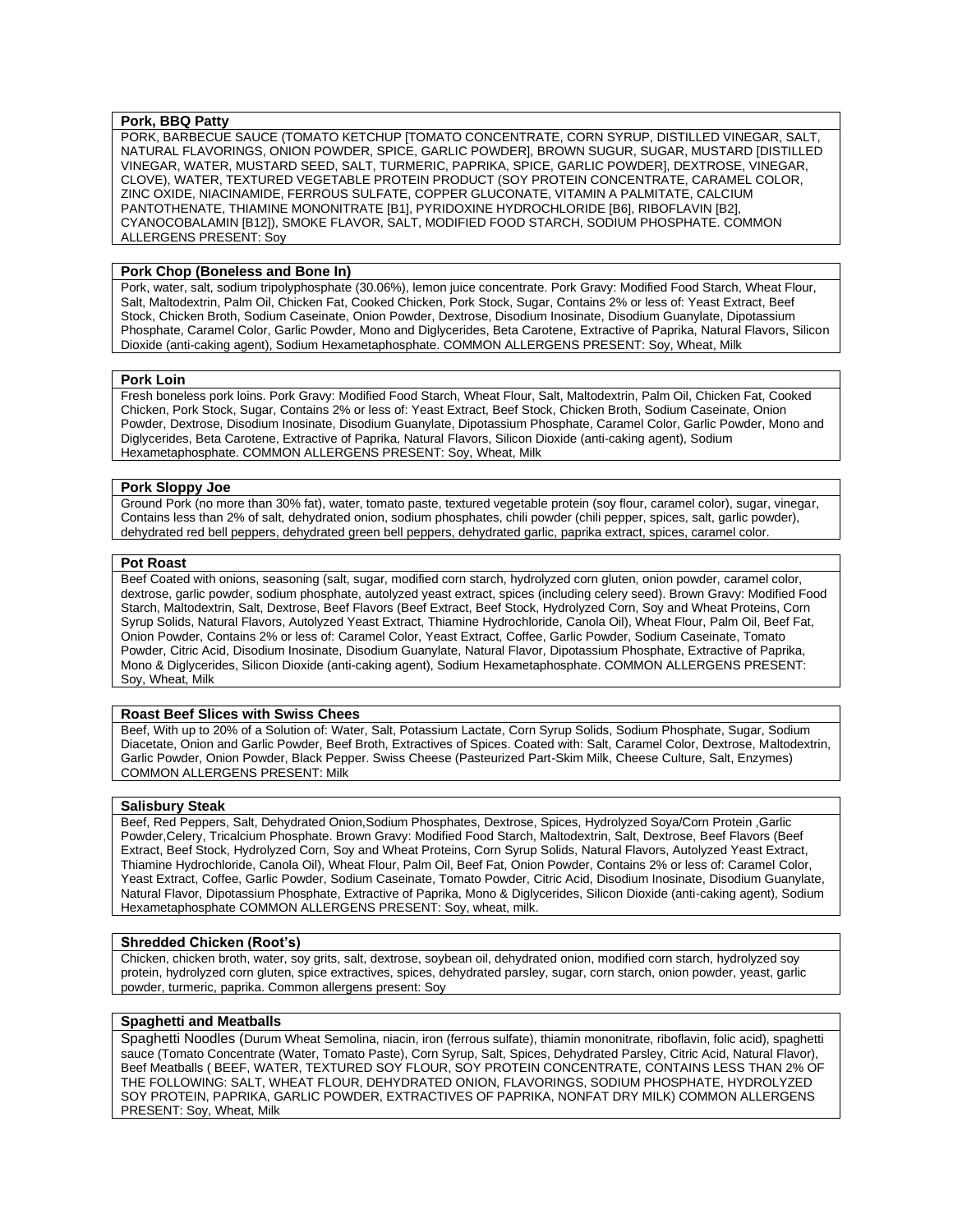**Pork, BBQ Patty**

PORK, BARBECUE SAUCE (TOMATO KETCHUP [TOMATO CONCENTRATE, CORN SYRUP, DISTILLED VINEGAR, SALT, NATURAL FLAVORINGS, ONION POWDER, SPICE, GARLIC POWDER], BROWN SUGUR, SUGAR, MUSTARD [DISTILLED VINEGAR, WATER, MUSTARD SEED, SALT, TURMERIC, PAPRIKA, SPICE, GARLIC POWDER], DEXTROSE, VINEGAR, CLOVE), WATER, TEXTURED VEGETABLE PROTEIN PRODUCT (SOY PROTEIN CONCENTRATE, CARAMEL COLOR, ZINC OXIDE, NIACINAMIDE, FERROUS SULFATE, COPPER GLUCONATE, VITAMIN A PALMITATE, CALCIUM PANTOTHENATE, THIAMINE MONONITRATE [B1], PYRIDOXINE HYDROCHLORIDE [B6], RIBOFLAVIN [B2], CYANOCOBALAMIN [B12]), SMOKE FLAVOR, SALT, MODIFIED FOOD STARCH, SODIUM PHOSPHATE. COMMON ALLERGENS PRESENT: Soy

**Pork Chop (Boneless and Bone In)**

Pork, water, salt, sodium tripolyphosphate (30.06%), lemon juice concentrate. Pork Gravy: Modified Food Starch, Wheat Flour, Salt, Maltodextrin, Palm Oil, Chicken Fat, Cooked Chicken, Pork Stock, Sugar, Contains 2% or less of: Yeast Extract, Beef Stock, Chicken Broth, Sodium Caseinate, Onion Powder, Dextrose, Disodium Inosinate, Disodium Guanylate, Dipotassium Phosphate, Caramel Color, Garlic Powder, Mono and Diglycerides, Beta Carotene, Extractive of Paprika, Natural Flavors, Silicon Dioxide (anti-caking agent), Sodium Hexametaphosphate. COMMON ALLERGENS PRESENT: Soy, Wheat, Milk

**Pork Loin**

Fresh boneless pork loins. Pork Gravy: Modified Food Starch, Wheat Flour, Salt, Maltodextrin, Palm Oil, Chicken Fat, Cooked Chicken, Pork Stock, Sugar, Contains 2% or less of: Yeast Extract, Beef Stock, Chicken Broth, Sodium Caseinate, Onion Powder, Dextrose, Disodium Inosinate, Disodium Guanylate, Dipotassium Phosphate, Caramel Color, Garlic Powder, Mono and Diglycerides, Beta Carotene, Extractive of Paprika, Natural Flavors, Silicon Dioxide (anti-caking agent), Sodium Hexametaphosphate. COMMON ALLERGENS PRESENT: Soy, Wheat, Milk

**Pork Sloppy Joe**

Ground Pork (no more than 30% fat), water, tomato paste, textured vegetable protein (soy flour, caramel color), sugar, vinegar, Contains less than 2% of salt, dehydrated onion, sodium phosphates, chili powder (chili pepper, spices, salt, garlic powder), dehydrated red bell peppers, dehydrated green bell peppers, dehydrated garlic, paprika extract, spices, caramel color.

**Pot Roast**

Beef Coated with onions, seasoning (salt, sugar, modified corn starch, hydrolyzed corn gluten, onion powder, caramel color, dextrose, garlic powder, sodium phosphate, autolyzed yeast extract, spices (including celery seed). Brown Gravy: Modified Food Starch, Maltodextrin, Salt, Dextrose, Beef Flavors (Beef Extract, Beef Stock, Hydrolyzed Corn, Soy and Wheat Proteins, Corn Syrup Solids, Natural Flavors, Autolyzed Yeast Extract, Thiamine Hydrochloride, Canola Oil), Wheat Flour, Palm Oil, Beef Fat, Onion Powder, Contains 2% or less of: Caramel Color, Yeast Extract, Coffee, Garlic Powder, Sodium Caseinate, Tomato Powder, Citric Acid, Disodium Inosinate, Disodium Guanylate, Natural Flavor, Dipotassium Phosphate, Extractive of Paprika, Mono & Diglycerides, Silicon Dioxide (anti-caking agent), Sodium Hexametaphosphate. COMMON ALLERGENS PRESENT: Soy, Wheat, Milk

**Roast Beef Slices with Swiss Chees**

Beef, With up to 20% of a Solution of: Water, Salt, Potassium Lactate, Corn Syrup Solids, Sodium Phosphate, Sugar, Sodium Diacetate, Onion and Garlic Powder, Beef Broth, Extractives of Spices. Coated with: Salt, Caramel Color, Dextrose, Maltodextrin, Garlic Powder, Onion Powder, Black Pepper. Swiss Cheese (Pasteurized Part-Skim Milk, Cheese Culture, Salt, Enzymes) COMMON ALLERGENS PRESENT: Milk

**Salisbury Steak**

Beef, Red Peppers, Salt, Dehydrated Onion,Sodium Phosphates, Dextrose, Spices, Hydrolyzed Soya/Corn Protein ,Garlic Powder,Celery, Tricalcium Phosphate. Brown Gravy: Modified Food Starch, Maltodextrin, Salt, Dextrose, Beef Flavors (Beef Extract, Beef Stock, Hydrolyzed Corn, Soy and Wheat Proteins, Corn Syrup Solids, Natural Flavors, Autolyzed Yeast Extract, Thiamine Hydrochloride, Canola Oil), Wheat Flour, Palm Oil, Beef Fat, Onion Powder, Contains 2% or less of: Caramel Color, Yeast Extract, Coffee, Garlic Powder, Sodium Caseinate, Tomato Powder, Citric Acid, Disodium Inosinate, Disodium Guanylate, Natural Flavor, Dipotassium Phosphate, Extractive of Paprika, Mono & Diglycerides, Silicon Dioxide (anti-caking agent), Sodium Hexametaphosphate COMMON ALLERGENS PRESENT: Soy, wheat, milk.

**Shredded Chicken (Root's)**

Chicken, chicken broth, water, soy grits, salt, dextrose, soybean oil, dehydrated onion, modified corn starch, hydrolyzed soy protein, hydrolyzed corn gluten, spice extractives, spices, dehydrated parsley, sugar, corn starch, onion powder, yeast, garlic powder, turmeric, paprika. Common allergens present: Soy

**Spaghetti and Meatballs**

Spaghetti Noodles (Durum Wheat Semolina, niacin, iron (ferrous sulfate), thiamin mononitrate, riboflavin, folic acid), spaghetti sauce (Tomato Concentrate (Water, Tomato Paste), Corn Syrup, Salt, Spices, Dehydrated Parsley, Citric Acid, Natural Flavor), Beef Meatballs ( BEEF, WATER, TEXTURED SOY FLOUR, SOY PROTEIN CONCENTRATE, CONTAINS LESS THAN 2% OF THE FOLLOWING: SALT, WHEAT FLOUR, DEHYDRATED ONION, FLAVORINGS, SODIUM PHOSPHATE, HYDROLYZED SOY PROTEIN, PAPRIKA, GARLIC POWDER, EXTRACTIVES OF PAPRIKA, NONFAT DRY MILK) COMMON ALLERGENS PRESENT: Soy, Wheat, Milk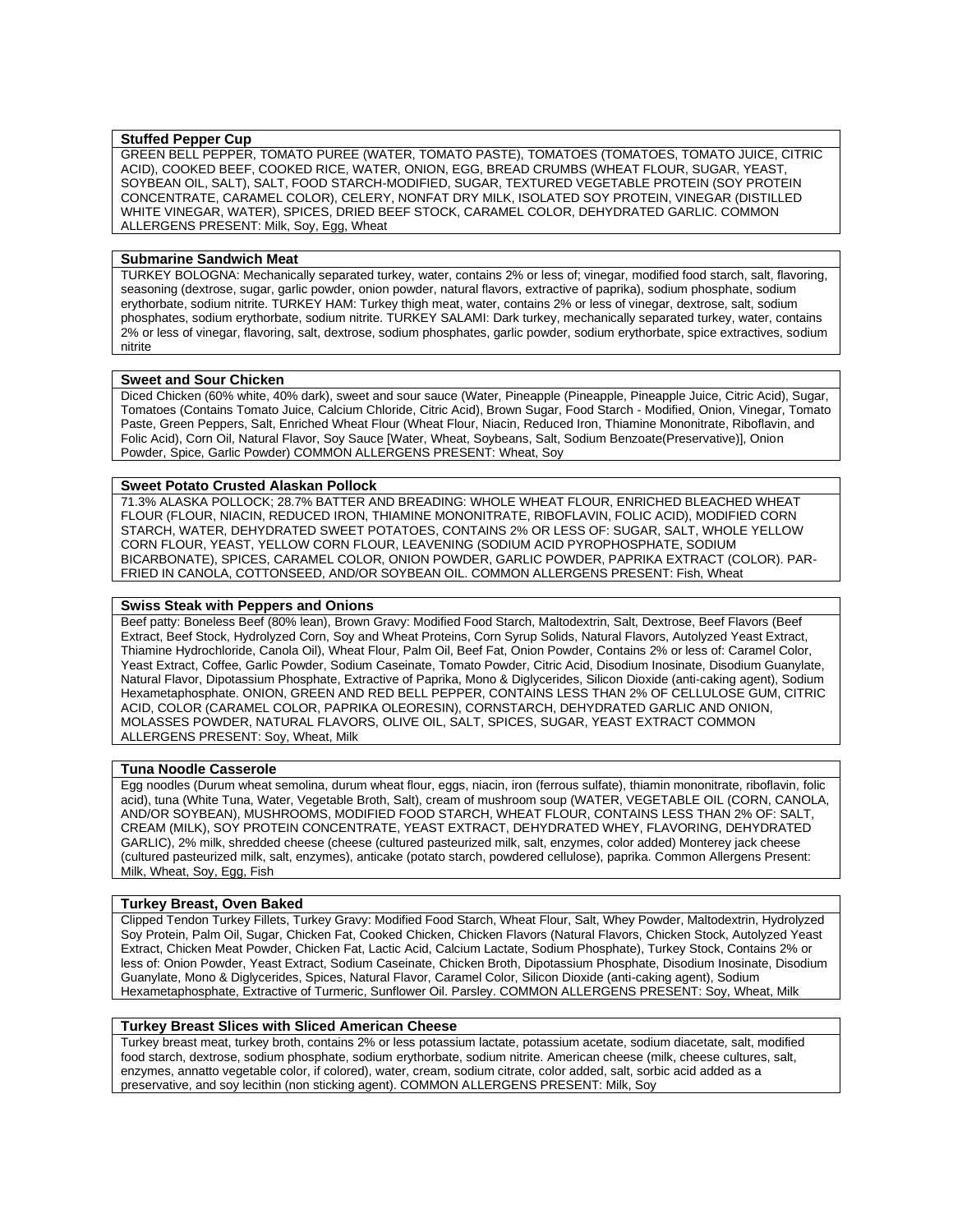**Stuffed Pepper Cup**

GREEN BELL PEPPER, TOMATO PUREE (WATER, TOMATO PASTE), TOMATOES (TOMATOES, TOMATO JUICE, CITRIC ACID), COOKED BEEF, COOKED RICE, WATER, ONION, EGG, BREAD CRUMBS (WHEAT FLOUR, SUGAR, YEAST, SOYBEAN OIL, SALT), SALT, FOOD STARCH-MODIFIED, SUGAR, TEXTURED VEGETABLE PROTEIN (SOY PROTEIN CONCENTRATE, CARAMEL COLOR), CELERY, NONFAT DRY MILK, ISOLATED SOY PROTEIN, VINEGAR (DISTILLED WHITE VINEGAR, WATER), SPICES, DRIED BEEF STOCK, CARAMEL COLOR, DEHYDRATED GARLIC. COMMON ALLERGENS PRESENT: Milk, Soy, Egg, Wheat

**Submarine Sandwich Meat**

TURKEY BOLOGNA: Mechanically separated turkey, water, contains 2% or less of; vinegar, modified food starch, salt, flavoring, seasoning (dextrose, sugar, garlic powder, onion powder, natural flavors, extractive of paprika), sodium phosphate, sodium erythorbate, sodium nitrite. TURKEY HAM: Turkey thigh meat, water, contains 2% or less of vinegar, dextrose, salt, sodium phosphates, sodium erythorbate, sodium nitrite. TURKEY SALAMI: Dark turkey, mechanically separated turkey, water, contains 2% or less of vinegar, flavoring, salt, dextrose, sodium phosphates, garlic powder, sodium erythorbate, spice extractives, sodium nitrite

**Sweet and Sour Chicken**

Diced Chicken (60% white, 40% dark), sweet and sour sauce (Water, Pineapple (Pineapple, Pineapple Juice, Citric Acid), Sugar, Tomatoes (Contains Tomato Juice, Calcium Chloride, Citric Acid), Brown Sugar, Food Starch - Modified, Onion, Vinegar, Tomato Paste, Green Peppers, Salt, Enriched Wheat Flour (Wheat Flour, Niacin, Reduced Iron, Thiamine Mononitrate, Riboflavin, and Folic Acid), Corn Oil, Natural Flavor, Soy Sauce [Water, Wheat, Soybeans, Salt, Sodium Benzoate(Preservative)], Onion Powder, Spice, Garlic Powder) COMMON ALLERGENS PRESENT: Wheat, Soy

**Sweet Potato Crusted Alaskan Pollock**

71.3% ALASKA POLLOCK; 28.7% BATTER AND BREADING: WHOLE WHEAT FLOUR, ENRICHED BLEACHED WHEAT FLOUR (FLOUR, NIACIN, REDUCED IRON, THIAMINE MONONITRATE, RIBOFLAVIN, FOLIC ACID), MODIFIED CORN STARCH, WATER, DEHYDRATED SWEET POTATOES, CONTAINS 2% OR LESS OF: SUGAR, SALT, WHOLE YELLOW CORN FLOUR, YEAST, YELLOW CORN FLOUR, LEAVENING (SODIUM ACID PYROPHOSPHATE, SODIUM BICARBONATE), SPICES, CARAMEL COLOR, ONION POWDER, GARLIC POWDER, PAPRIKA EXTRACT (COLOR). PAR-FRIED IN CANOLA, COTTONSEED, AND/OR SOYBEAN OIL. COMMON ALLERGENS PRESENT: Fish, Wheat

**Swiss Steak with Peppers and Onions**

Beef patty: Boneless Beef (80% lean), Brown Gravy: Modified Food Starch, Maltodextrin, Salt, Dextrose, Beef Flavors (Beef Extract, Beef Stock, Hydrolyzed Corn, Soy and Wheat Proteins, Corn Syrup Solids, Natural Flavors, Autolyzed Yeast Extract, Thiamine Hydrochloride, Canola Oil), Wheat Flour, Palm Oil, Beef Fat, Onion Powder, Contains 2% or less of: Caramel Color, Yeast Extract, Coffee, Garlic Powder, Sodium Caseinate, Tomato Powder, Citric Acid, Disodium Inosinate, Disodium Guanylate, Natural Flavor, Dipotassium Phosphate, Extractive of Paprika, Mono & Diglycerides, Silicon Dioxide (anti-caking agent), Sodium Hexametaphosphate. ONION, GREEN AND RED BELL PEPPER, CONTAINS LESS THAN 2% OF CELLULOSE GUM, CITRIC ACID, COLOR (CARAMEL COLOR, PAPRIKA OLEORESIN), CORNSTARCH, DEHYDRATED GARLIC AND ONION, MOLASSES POWDER, NATURAL FLAVORS, OLIVE OIL, SALT, SPICES, SUGAR, YEAST EXTRACT COMMON ALLERGENS PRESENT: Soy, Wheat, Milk

**Tuna Noodle Casserole**

Egg noodles (Durum wheat semolina, durum wheat flour, eggs, niacin, iron (ferrous sulfate), thiamin mononitrate, riboflavin, folic acid), tuna (White Tuna, Water, Vegetable Broth, Salt), cream of mushroom soup (WATER, VEGETABLE OIL (CORN, CANOLA, AND/OR SOYBEAN), MUSHROOMS, MODIFIED FOOD STARCH, WHEAT FLOUR, CONTAINS LESS THAN 2% OF: SALT, CREAM (MILK), SOY PROTEIN CONCENTRATE, YEAST EXTRACT, DEHYDRATED WHEY, FLAVORING, DEHYDRATED GARLIC), 2% milk, shredded cheese (cheese (cultured pasteurized milk, salt, enzymes, color added) Monterey jack cheese (cultured pasteurized milk, salt, enzymes), anticake (potato starch, powdered cellulose), paprika. Common Allergens Present: Milk, Wheat, Soy, Egg, Fish

**Turkey Breast, Oven Baked**

Clipped Tendon Turkey Fillets, Turkey Gravy: Modified Food Starch, Wheat Flour, Salt, Whey Powder, Maltodextrin, Hydrolyzed Soy Protein, Palm Oil, Sugar, Chicken Fat, Cooked Chicken, Chicken Flavors (Natural Flavors, Chicken Stock, Autolyzed Yeast Extract, Chicken Meat Powder, Chicken Fat, Lactic Acid, Calcium Lactate, Sodium Phosphate), Turkey Stock, Contains 2% or less of: Onion Powder, Yeast Extract, Sodium Caseinate, Chicken Broth, Dipotassium Phosphate, Disodium Inosinate, Disodium Guanylate, Mono & Diglycerides, Spices, Natural Flavor, Caramel Color, Silicon Dioxide (anti-caking agent), Sodium Hexametaphosphate, Extractive of Turmeric, Sunflower Oil. Parsley. COMMON ALLERGENS PRESENT: Soy, Wheat, Milk

**Turkey Breast Slices with Sliced American Cheese**

Turkey breast meat, turkey broth, contains 2% or less potassium lactate, potassium acetate, sodium diacetate, salt, modified food starch, dextrose, sodium phosphate, sodium erythorbate, sodium nitrite. American cheese (milk, cheese cultures, salt, enzymes, annatto vegetable color, if colored), water, cream, sodium citrate, color added, salt, sorbic acid added as a preservative, and soy lecithin (non sticking agent). COMMON ALLERGENS PRESENT: Milk, Soy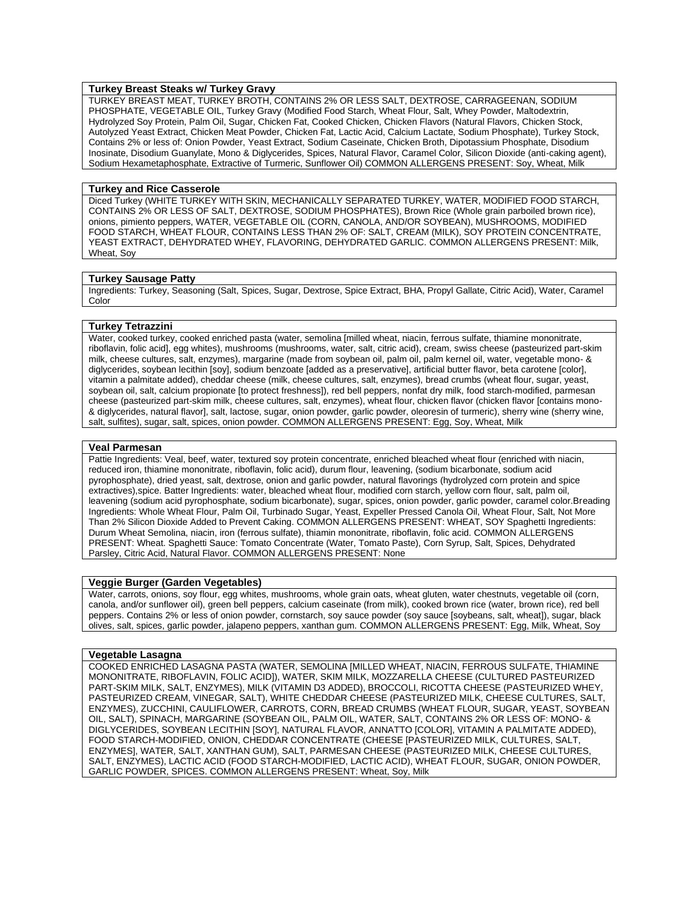**Turkey Breast Steaks w/ Turkey Gravy**

TURKEY BREAST MEAT, TURKEY BROTH, CONTAINS 2% OR LESS SALT, DEXTROSE, CARRAGEENAN, SODIUM PHOSPHATE, VEGETABLE OIL, Turkey Gravy (Modified Food Starch, Wheat Flour, Salt, Whey Powder, Maltodextrin, Hydrolyzed Soy Protein, Palm Oil, Sugar, Chicken Fat, Cooked Chicken, Chicken Flavors (Natural Flavors, Chicken Stock, Autolyzed Yeast Extract, Chicken Meat Powder, Chicken Fat, Lactic Acid, Calcium Lactate, Sodium Phosphate), Turkey Stock, Contains 2% or less of: Onion Powder, Yeast Extract, Sodium Caseinate, Chicken Broth, Dipotassium Phosphate, Disodium Inosinate, Disodium Guanylate, Mono & Diglycerides, Spices, Natural Flavor, Caramel Color, Silicon Dioxide (anti-caking agent), Sodium Hexametaphosphate, Extractive of Turmeric, Sunflower Oil) COMMON ALLERGENS PRESENT: Soy, Wheat, Milk

**Turkey and Rice Casserole**

Diced Turkey (WHITE TURKEY WITH SKIN, MECHANICALLY SEPARATED TURKEY, WATER, MODIFIED FOOD STARCH, CONTAINS 2% OR LESS OF SALT, DEXTROSE, SODIUM PHOSPHATES), Brown Rice (Whole grain parboiled brown rice), onions, pimiento peppers, WATER, VEGETABLE OIL (CORN, CANOLA, AND/OR SOYBEAN), MUSHROOMS, MODIFIED FOOD STARCH, WHEAT FLOUR, CONTAINS LESS THAN 2% OF: SALT, CREAM (MILK), SOY PROTEIN CONCENTRATE, YEAST EXTRACT, DEHYDRATED WHEY, FLAVORING, DEHYDRATED GARLIC. COMMON ALLERGENS PRESENT: Milk, Wheat, Soy

**Turkey Sausage Patty**

Ingredients: Turkey, Seasoning (Salt, Spices, Sugar, Dextrose, Spice Extract, BHA, Propyl Gallate, Citric Acid), Water, Caramel Color

**Turkey Tetrazzini**

Water, cooked turkey, cooked enriched pasta (water, semolina [milled wheat, niacin, ferrous sulfate, thiamine mononitrate, riboflavin, folic acid], egg whites), mushrooms (mushrooms, water, salt, citric acid), cream, swiss cheese (pasteurized part-skim milk, cheese cultures, salt, enzymes), margarine (made from soybean oil, palm oil, palm kernel oil, water, vegetable mono- & diglycerides, soybean lecithin [soy], sodium benzoate [added as a preservative], artificial butter flavor, beta carotene [color], vitamin a palmitate added), cheddar cheese (milk, cheese cultures, salt, enzymes), bread crumbs (wheat flour, sugar, yeast, soybean oil, salt, calcium propionate [to protect freshness]), red bell peppers, nonfat dry milk, food starch-modified, parmesan cheese (pasteurized part-skim milk, cheese cultures, salt, enzymes), wheat flour, chicken flavor (chicken flavor [contains mono- & diglycerides, natural flavor], salt, lactose, sugar, onion powder, garlic powder, oleoresin of turmeric), sherry wine (sherry wine, salt, sulfites), sugar, salt, spices, onion powder. COMMON ALLERGENS PRESENT: Egg, Soy, Wheat, Milk

**Veal Parmesan**

Pattie Ingredients: Veal, beef, water, textured soy protein concentrate, enriched bleached wheat flour (enriched with niacin, reduced iron, thiamine mononitrate, riboflavin, folic acid), durum flour, leavening, (sodium bicarbonate, sodium acid pyrophosphate), dried yeast, salt, dextrose, onion and garlic powder, natural flavorings (hydrolyzed corn protein and spice extractives),spice. Batter Ingredients: water, bleached wheat flour, modified corn starch, yellow corn flour, salt, palm oil, leavening (sodium acid pyrophosphate, sodium bicarbonate), sugar, spices, onion powder, garlic powder, caramel color.Breading Ingredients: Whole Wheat Flour, Palm Oil, Turbinado Sugar, Yeast, Expeller Pressed Canola Oil, Wheat Flour, Salt, Not More Than 2% Silicon Dioxide Added to Prevent Caking. COMMON ALLERGENS PRESENT: WHEAT, SOY Spaghetti Ingredients: Durum Wheat Semolina, niacin, iron (ferrous sulfate), thiamin mononitrate, riboflavin, folic acid. COMMON ALLERGENS PRESENT: Wheat. Spaghetti Sauce: Tomato Concentrate (Water, Tomato Paste), Corn Syrup, Salt, Spices, Dehydrated Parsley, Citric Acid, Natural Flavor. COMMON ALLERGENS PRESENT: None

**Veggie Burger (Garden Vegetables)**

Water, carrots, onions, soy flour, egg whites, mushrooms, whole grain oats, wheat gluten, water chestnuts, vegetable oil (corn, canola, and/or sunflower oil), green bell peppers, calcium caseinate (from milk), cooked brown rice (water, brown rice), red bell peppers. Contains 2% or less of onion powder, cornstarch, soy sauce powder (soy sauce [soybeans, salt, wheat]), sugar, black olives, salt, spices, garlic powder, jalapeno peppers, xanthan gum. COMMON ALLERGENS PRESENT: Egg, Milk, Wheat, Soy

**Vegetable Lasagna**

COOKED ENRICHED LASAGNA PASTA (WATER, SEMOLINA [MILLED WHEAT, NIACIN, FERROUS SULFATE, THIAMINE MONONITRATE, RIBOFLAVIN, FOLIC ACID]), WATER, SKIM MILK, MOZZARELLA CHEESE (CULTURED PASTEURIZED PART-SKIM MILK, SALT, ENZYMES), MILK (VITAMIN D3 ADDED), BROCCOLI, RICOTTA CHEESE (PASTEURIZED WHEY, PASTEURIZED CREAM, VINEGAR, SALT), WHITE CHEDDAR CHEESE (PASTEURIZED MILK, CHEESE CULTURES, SALT, ENZYMES), ZUCCHINI, CAULIFLOWER, CARROTS, CORN, BREAD CRUMBS (WHEAT FLOUR, SUGAR, YEAST, SOYBEAN OIL, SALT), SPINACH, MARGARINE (SOYBEAN OIL, PALM OIL, WATER, SALT, CONTAINS 2% OR LESS OF: MONO- & DIGLYCERIDES, SOYBEAN LECITHIN [SOY], NATURAL FLAVOR, ANNATTO [COLOR], VITAMIN A PALMITATE ADDED), FOOD STARCH-MODIFIED, ONION, CHEDDAR CONCENTRATE (CHEESE [PASTEURIZED MILK, CULTURES, SALT, ENZYMES], WATER, SALT, XANTHAN GUM), SALT, PARMESAN CHEESE (PASTEURIZED MILK, CHEESE CULTURES, SALT, ENZYMES), LACTIC ACID (FOOD STARCH-MODIFIED, LACTIC ACID), WHEAT FLOUR, SUGAR, ONION POWDER, GARLIC POWDER, SPICES. COMMON ALLERGENS PRESENT: Wheat, Soy, Milk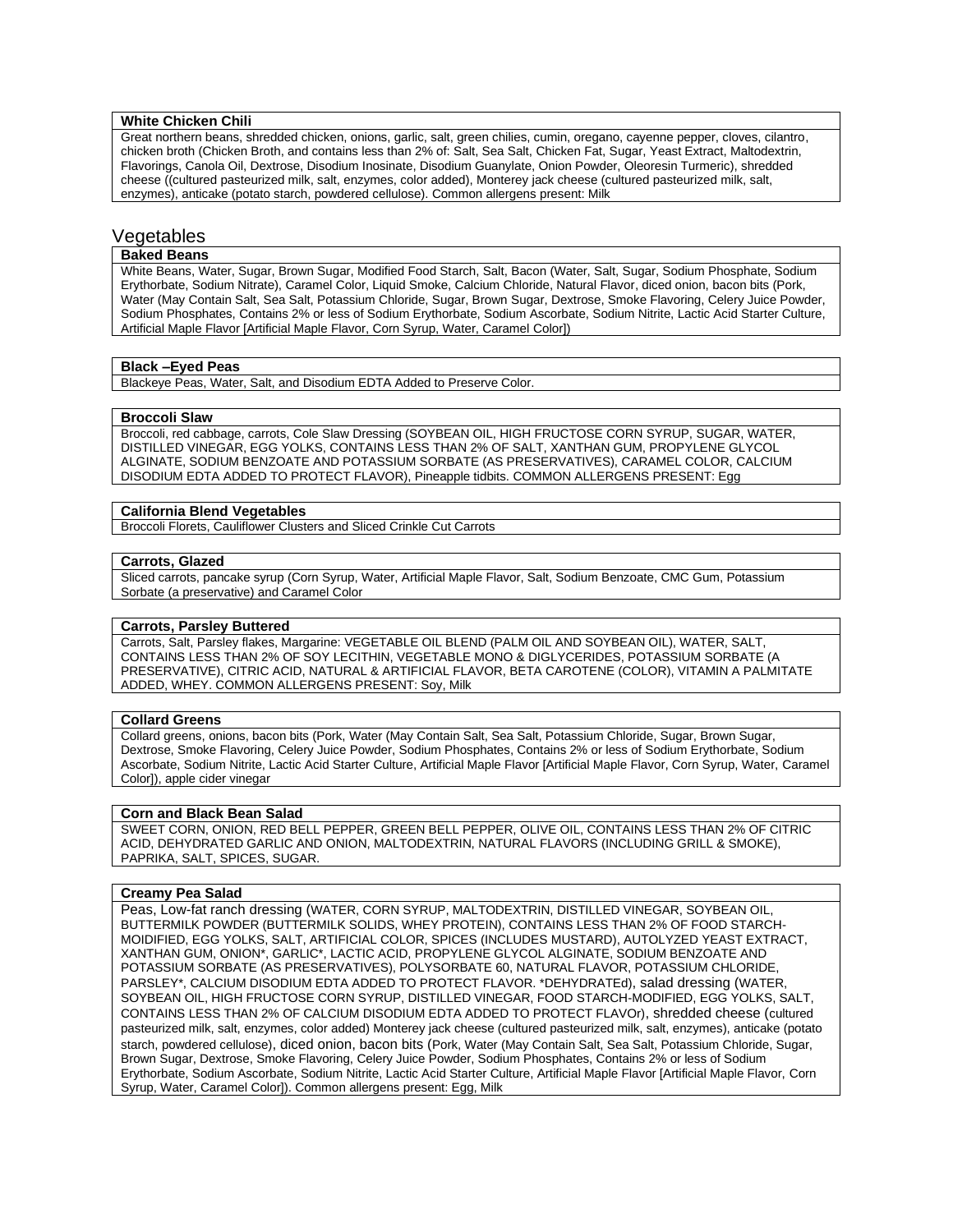### White Chicken Chili

Great northern beans, shredded chicken, onions, garlic, salt, green chilies, cumin, oregano, cayenne pepper, cloves, cilantro, chicken broth (Chicken Broth, and contains less than 2% of: Salt, Sea Salt, Chicken Fat, Sugar, Yeast Extract, Maltodextrin, Flavorings, Canola Oil, Dextrose, Disodium Inosinate, Disodium Guanylate, Onion Powder, Oleoresin Turmeric), shredded cheese ((cultured pasteurized milk, salt, enzymes, color added), Monterey jack cheese (cultured pasteurized milk, salt, enzymes), anticake (potato starch, powdered cellulose). Common allergens present: Milk

## Vegetables

### Baked Beans

White Beans, Water, Sugar, Brown Sugar, Modified Food Starch, Salt, Bacon (Water, Salt, Sugar, Sodium Phosphate, Sodium Erythorbate, Sodium Nitrate), Caramel Color, Liquid Smoke, Calcium Chloride, Natural Flavor, diced onion, bacon bits (Pork, Water (May Contain Salt, Sea Salt, Potassium Chloride, Sugar, Brown Sugar, Dextrose, Smoke Flavoring, Celery Juice Powder, Sodium Phosphates, Contains 2% or less of Sodium Erythorbate, Sodium Ascorbate, Sodium Nitrite, Lactic Acid Starter Culture, Artificial Maple Flavor [Artificial Maple Flavor, Corn Syrup, Water, Caramel Color])

### Black –Eyed Peas

Blackeye Peas, Water, Salt, and Disodium EDTA Added to Preserve Color.

### Broccoli Slaw

Broccoli, red cabbage, carrots, Cole Slaw Dressing (SOYBEAN OIL, HIGH FRUCTOSE CORN SYRUP, SUGAR, WATER, DISTILLED VINEGAR, EGG YOLKS, CONTAINS LESS THAN 2% OF SALT, XANTHAN GUM, PROPYLENE GLYCOL ALGINATE, SODIUM BENZOATE AND POTASSIUM SORBATE (AS PRESERVATIVES), CARAMEL COLOR, CALCIUM DISODIUM EDTA ADDED TO PROTECT FLAVOR), Pineapple tidbits. COMMON ALLERGENS PRESENT: Egg

### California Blend Vegetables

Broccoli Florets, Cauliflower Clusters and Sliced Crinkle Cut Carrots

### Carrots, Glazed

Sliced carrots, pancake syrup (Corn Syrup, Water, Artificial Maple Flavor, Salt, Sodium Benzoate, CMC Gum, Potassium Sorbate (a preservative) and Caramel Color

### Carrots, Parsley Buttered

Carrots, Salt, Parsley flakes, Margarine: VEGETABLE OIL BLEND (PALM OIL AND SOYBEAN OIL), WATER, SALT, CONTAINS LESS THAN 2% OF SOY LECITHIN, VEGETABLE MONO & DIGLYCERIDES, POTASSIUM SORBATE (A PRESERVATIVE), CITRIC ACID, NATURAL & ARTIFICIAL FLAVOR, BETA CAROTENE (COLOR), VITAMIN A PALMITATE ADDED, WHEY. COMMON ALLERGENS PRESENT: Soy, Milk

### Collard Greens

Collard greens, onions, bacon bits (Pork, Water (May Contain Salt, Sea Salt, Potassium Chloride, Sugar, Brown Sugar, Dextrose, Smoke Flavoring, Celery Juice Powder, Sodium Phosphates, Contains 2% or less of Sodium Erythorbate, Sodium Ascorbate, Sodium Nitrite, Lactic Acid Starter Culture, Artificial Maple Flavor [Artificial Maple Flavor, Corn Syrup, Water, Caramel Color]), apple cider vinegar

### Corn and Black Bean Salad

SWEET CORN, ONION, RED BELL PEPPER, GREEN BELL PEPPER, OLIVE OIL, CONTAINS LESS THAN 2% OF CITRIC ACID, DEHYDRATED GARLIC AND ONION, MALTODEXTRIN, NATURAL FLAVORS (INCLUDING GRILL & SMOKE), PAPRIKA, SALT, SPICES, SUGAR.

### Creamy Pea Salad

Peas, Low-fat ranch dressing (WATER, CORN SYRUP, MALTODEXTRIN, DISTILLED VINEGAR, SOYBEAN OIL, BUTTERMILK POWDER (BUTTERMILK SOLIDS, WHEY PROTEIN), CONTAINS LESS THAN 2% OF FOOD STARCH-MOIDIFIED, EGG YOLKS, SALT, ARTIFICIAL COLOR, SPICES (INCLUDES MUSTARD), AUTOLYZED YEAST EXTRACT, XANTHAN GUM, ONION*, GARLIC*, LACTIC ACID, PROPYLENE GLYCOL ALGINATE, SODIUM BENZOATE AND POTASSIUM SORBATE (AS PRESERVATIVES), POLYSORBATE 60, NATURAL FLAVOR, POTASSIUM CHLORIDE, PARSLEY*, CALCIUM DISODIUM EDTA ADDED TO PROTECT FLAVOR. *DEHYDRATEd), salad dressing (WATER, SOYBEAN OIL, HIGH FRUCTOSE CORN SYRUP, DISTILLED VINEGAR, FOOD STARCH-MODIFIED, EGG YOLKS, SALT, CONTAINS LESS THAN 2% OF CALCIUM DISODIUM EDTA ADDED TO PROTECT FLAVOr), shredded cheese (cultured pasteurized milk, salt, enzymes, color added) Monterey jack cheese (cultured pasteurized milk, salt, enzymes), anticake (potato starch, powdered cellulose), diced onion, bacon bits (Pork, Water (May Contain Salt, Sea Salt, Potassium Chloride, Sugar, Brown Sugar, Dextrose, Smoke Flavoring, Celery Juice Powder, Sodium Phosphates, Contains 2% or less of Sodium Erythorbate, Sodium Ascorbate, Sodium Nitrite, Lactic Acid Starter Culture, Artificial Maple Flavor [Artificial Maple Flavor, Corn Syrup, Water, Caramel Color]). Common allergens present: Egg, Milk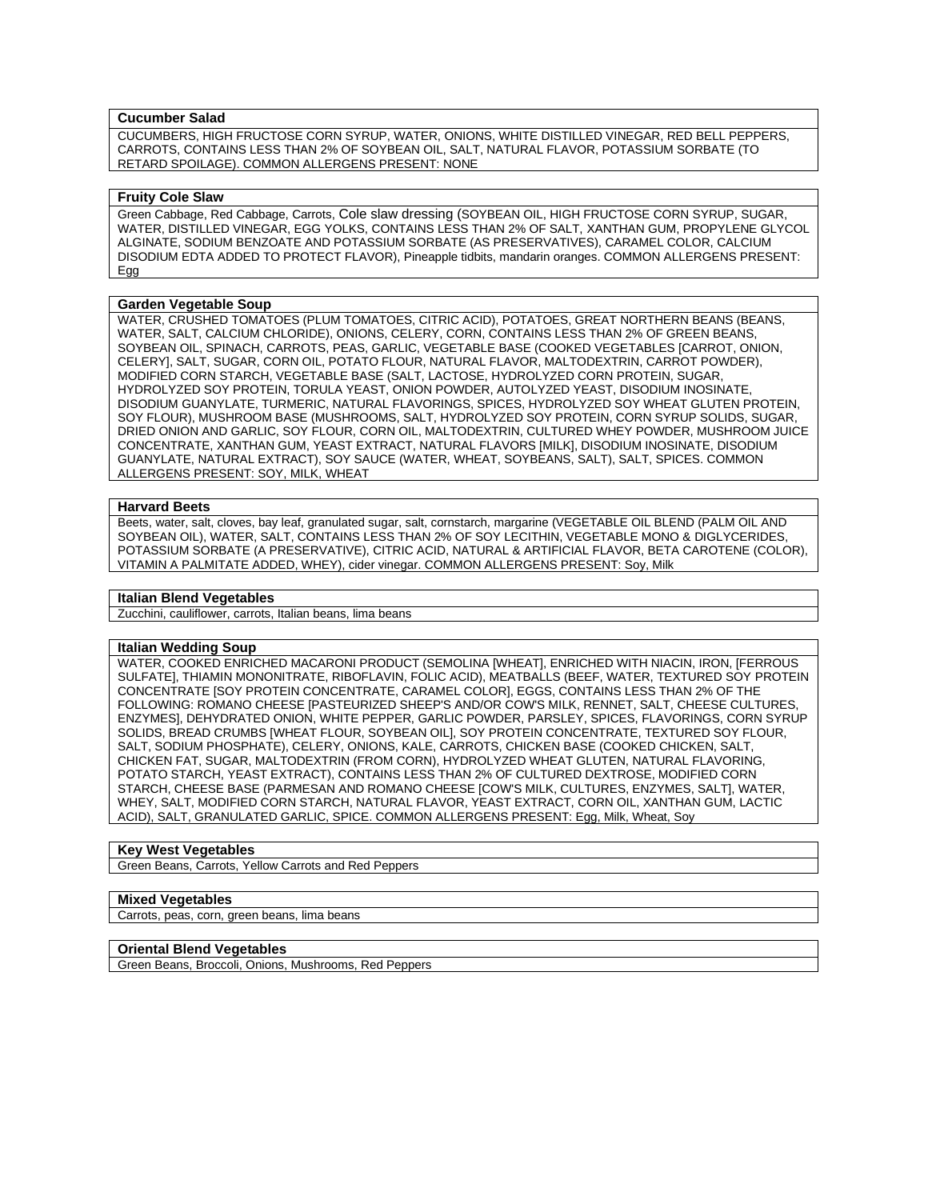**Cucumber Salad**

CUCUMBERS, HIGH FRUCTOSE CORN SYRUP, WATER, ONIONS, WHITE DISTILLED VINEGAR, RED BELL PEPPERS, CARROTS, CONTAINS LESS THAN 2% OF SOYBEAN OIL, SALT, NATURAL FLAVOR, POTASSIUM SORBATE (TO RETARD SPOILAGE). COMMON ALLERGENS PRESENT: NONE

**Fruity Cole Slaw**

Green Cabbage, Red Cabbage, Carrots, Cole slaw dressing (SOYBEAN OIL, HIGH FRUCTOSE CORN SYRUP, SUGAR, WATER, DISTILLED VINEGAR, EGG YOLKS, CONTAINS LESS THAN 2% OF SALT, XANTHAN GUM, PROPYLENE GLYCOL ALGINATE, SODIUM BENZOATE AND POTASSIUM SORBATE (AS PRESERVATIVES), CARAMEL COLOR, CALCIUM DISODIUM EDTA ADDED TO PROTECT FLAVOR), Pineapple tidbits, mandarin oranges. COMMON ALLERGENS PRESENT: Egg

**Garden Vegetable Soup**

WATER, CRUSHED TOMATOES (PLUM TOMATOES, CITRIC ACID), POTATOES, GREAT NORTHERN BEANS (BEANS, WATER, SALT, CALCIUM CHLORIDE), ONIONS, CELERY, CORN, CONTAINS LESS THAN 2% OF GREEN BEANS, SOYBEAN OIL, SPINACH, CARROTS, PEAS, GARLIC, VEGETABLE BASE (COOKED VEGETABLES [CARROT, ONION, CELERY], SALT, SUGAR, CORN OIL, POTATO FLOUR, NATURAL FLAVOR, MALTODEXTRIN, CARROT POWDER), MODIFIED CORN STARCH, VEGETABLE BASE (SALT, LACTOSE, HYDROLYZED CORN PROTEIN, SUGAR, HYDROLYZED SOY PROTEIN, TORULA YEAST, ONION POWDER, AUTOLYZED YEAST, DISODIUM INOSINATE, DISODIUM GUANYLATE, TURMERIC, NATURAL FLAVORINGS, SPICES, HYDROLYZED SOY WHEAT GLUTEN PROTEIN, SOY FLOUR), MUSHROOM BASE (MUSHROOMS, SALT, HYDROLYZED SOY PROTEIN, CORN SYRUP SOLIDS, SUGAR, DRIED ONION AND GARLIC, SOY FLOUR, CORN OIL, MALTODEXTRIN, CULTURED WHEY POWDER, MUSHROOM JUICE CONCENTRATE, XANTHAN GUM, YEAST EXTRACT, NATURAL FLAVORS [MILK], DISODIUM INOSINATE, DISODIUM GUANYLATE, NATURAL EXTRACT), SOY SAUCE (WATER, WHEAT, SOYBEANS, SALT), SALT, SPICES. COMMON ALLERGENS PRESENT: SOY, MILK, WHEAT

**Harvard Beets**

Beets, water, salt, cloves, bay leaf, granulated sugar, salt, cornstarch, margarine (VEGETABLE OIL BLEND (PALM OIL AND SOYBEAN OIL), WATER, SALT, CONTAINS LESS THAN 2% OF SOY LECITHIN, VEGETABLE MONO & DIGLYCERIDES, POTASSIUM SORBATE (A PRESERVATIVE), CITRIC ACID, NATURAL & ARTIFICIAL FLAVOR, BETA CAROTENE (COLOR), VITAMIN A PALMITATE ADDED, WHEY), cider vinegar. COMMON ALLERGENS PRESENT: Soy, Milk

**Italian Blend Vegetables**

Zucchini, cauliflower, carrots, Italian beans, lima beans

**Italian Wedding Soup**

WATER, COOKED ENRICHED MACARONI PRODUCT (SEMOLINA [WHEAT], ENRICHED WITH NIACIN, IRON, [FERROUS SULFATE], THIAMIN MONONITRATE, RIBOFLAVIN, FOLIC ACID), MEATBALLS (BEEF, WATER, TEXTURED SOY PROTEIN CONCENTRATE [SOY PROTEIN CONCENTRATE, CARAMEL COLOR], EGGS, CONTAINS LESS THAN 2% OF THE FOLLOWING: ROMANO CHEESE [PASTEURIZED SHEEP'S AND/OR COW'S MILK, RENNET, SALT, CHEESE CULTURES, ENZYMES], DEHYDRATED ONION, WHITE PEPPER, GARLIC POWDER, PARSLEY, SPICES, FLAVORINGS, CORN SYRUP SOLIDS, BREAD CRUMBS [WHEAT FLOUR, SOYBEAN OIL], SOY PROTEIN CONCENTRATE, TEXTURED SOY FLOUR, SALT, SODIUM PHOSPHATE), CELERY, ONIONS, KALE, CARROTS, CHICKEN BASE (COOKED CHICKEN, SALT, CHICKEN FAT, SUGAR, MALTODEXTRIN (FROM CORN), HYDROLYZED WHEAT GLUTEN, NATURAL FLAVORING, POTATO STARCH, YEAST EXTRACT), CONTAINS LESS THAN 2% OF CULTURED DEXTROSE, MODIFIED CORN STARCH, CHEESE BASE (PARMESAN AND ROMANO CHEESE [COW'S MILK, CULTURES, ENZYMES, SALT], WATER, WHEY, SALT, MODIFIED CORN STARCH, NATURAL FLAVOR, YEAST EXTRACT, CORN OIL, XANTHAN GUM, LACTIC ACID), SALT, GRANULATED GARLIC, SPICE. COMMON ALLERGENS PRESENT: Egg, Milk, Wheat, Soy

**Key West Vegetables**

Green Beans, Carrots, Yellow Carrots and Red Peppers

**Mixed Vegetables**

Carrots, peas, corn, green beans, lima beans

**Oriental Blend Vegetables**

Green Beans, Broccoli, Onions, Mushrooms, Red Peppers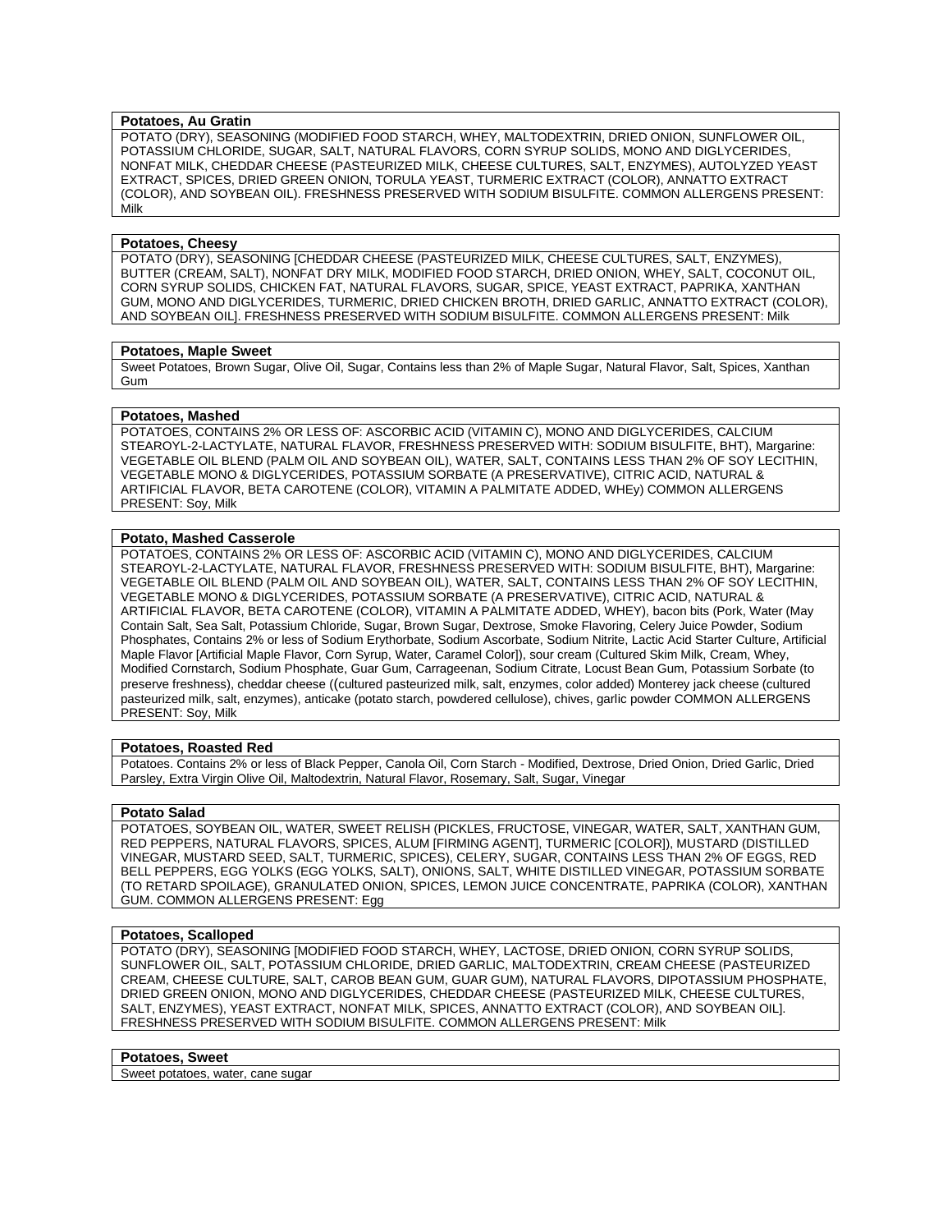**Potatoes, Au Gratin**

POTATO (DRY), SEASONING (MODIFIED FOOD STARCH, WHEY, MALTODEXTRIN, DRIED ONION, SUNFLOWER OIL, POTASSIUM CHLORIDE, SUGAR, SALT, NATURAL FLAVORS, CORN SYRUP SOLIDS, MONO AND DIGLYCERIDES, NONFAT MILK, CHEDDAR CHEESE (PASTEURIZED MILK, CHEESE CULTURES, SALT, ENZYMES), AUTOLYZED YEAST EXTRACT, SPICES, DRIED GREEN ONION, TORULA YEAST, TURMERIC EXTRACT (COLOR), ANNATTO EXTRACT (COLOR), AND SOYBEAN OIL). FRESHNESS PRESERVED WITH SODIUM BISULFITE. COMMON ALLERGENS PRESENT: Milk

**Potatoes, Cheesy**

POTATO (DRY), SEASONING [CHEDDAR CHEESE (PASTEURIZED MILK, CHEESE CULTURES, SALT, ENZYMES), BUTTER (CREAM, SALT), NONFAT DRY MILK, MODIFIED FOOD STARCH, DRIED ONION, WHEY, SALT, COCONUT OIL, CORN SYRUP SOLIDS, CHICKEN FAT, NATURAL FLAVORS, SUGAR, SPICE, YEAST EXTRACT, PAPRIKA, XANTHAN GUM, MONO AND DIGLYCERIDES, TURMERIC, DRIED CHICKEN BROTH, DRIED GARLIC, ANNATTO EXTRACT (COLOR), AND SOYBEAN OIL]. FRESHNESS PRESERVED WITH SODIUM BISULFITE. COMMON ALLERGENS PRESENT: Milk

**Potatoes, Maple Sweet**

Sweet Potatoes, Brown Sugar, Olive Oil, Sugar, Contains less than 2% of Maple Sugar, Natural Flavor, Salt, Spices, Xanthan Gum

**Potatoes, Mashed**

POTATOES, CONTAINS 2% OR LESS OF: ASCORBIC ACID (VITAMIN C), MONO AND DIGLYCERIDES, CALCIUM STEAROYL-2-LACTYLATE, NATURAL FLAVOR, FRESHNESS PRESERVED WITH: SODIUM BISULFITE, BHT), Margarine: VEGETABLE OIL BLEND (PALM OIL AND SOYBEAN OIL), WATER, SALT, CONTAINS LESS THAN 2% OF SOY LECITHIN, VEGETABLE MONO & DIGLYCERIDES, POTASSIUM SORBATE (A PRESERVATIVE), CITRIC ACID, NATURAL & ARTIFICIAL FLAVOR, BETA CAROTENE (COLOR), VITAMIN A PALMITATE ADDED, WHEy) COMMON ALLERGENS PRESENT: Soy, Milk

**Potato, Mashed Casserole**

POTATOES, CONTAINS 2% OR LESS OF: ASCORBIC ACID (VITAMIN C), MONO AND DIGLYCERIDES, CALCIUM STEAROYL-2-LACTYLATE, NATURAL FLAVOR, FRESHNESS PRESERVED WITH: SODIUM BISULFITE, BHT), Margarine: VEGETABLE OIL BLEND (PALM OIL AND SOYBEAN OIL), WATER, SALT, CONTAINS LESS THAN 2% OF SOY LECITHIN, VEGETABLE MONO & DIGLYCERIDES, POTASSIUM SORBATE (A PRESERVATIVE), CITRIC ACID, NATURAL & ARTIFICIAL FLAVOR, BETA CAROTENE (COLOR), VITAMIN A PALMITATE ADDED, WHEY), bacon bits (Pork, Water (May Contain Salt, Sea Salt, Potassium Chloride, Sugar, Brown Sugar, Dextrose, Smoke Flavoring, Celery Juice Powder, Sodium Phosphates, Contains 2% or less of Sodium Erythorbate, Sodium Ascorbate, Sodium Nitrite, Lactic Acid Starter Culture, Artificial Maple Flavor [Artificial Maple Flavor, Corn Syrup, Water, Caramel Color]), sour cream (Cultured Skim Milk, Cream, Whey, Modified Cornstarch, Sodium Phosphate, Guar Gum, Carrageenan, Sodium Citrate, Locust Bean Gum, Potassium Sorbate (to preserve freshness), cheddar cheese ((cultured pasteurized milk, salt, enzymes, color added) Monterey jack cheese (cultured pasteurized milk, salt, enzymes), anticake (potato starch, powdered cellulose), chives, garlic powder COMMON ALLERGENS PRESENT: Soy, Milk

**Potatoes, Roasted Red**

Potatoes. Contains 2% or less of Black Pepper, Canola Oil, Corn Starch - Modified, Dextrose, Dried Onion, Dried Garlic, Dried Parsley, Extra Virgin Olive Oil, Maltodextrin, Natural Flavor, Rosemary, Salt, Sugar, Vinegar

**Potato Salad**

POTATOES, SOYBEAN OIL, WATER, SWEET RELISH (PICKLES, FRUCTOSE, VINEGAR, WATER, SALT, XANTHAN GUM, RED PEPPERS, NATURAL FLAVORS, SPICES, ALUM [FIRMING AGENT], TURMERIC [COLOR]), MUSTARD (DISTILLED VINEGAR, MUSTARD SEED, SALT, TURMERIC, SPICES), CELERY, SUGAR, CONTAINS LESS THAN 2% OF EGGS, RED BELL PEPPERS, EGG YOLKS (EGG YOLKS, SALT), ONIONS, SALT, WHITE DISTILLED VINEGAR, POTASSIUM SORBATE (TO RETARD SPOILAGE), GRANULATED ONION, SPICES, LEMON JUICE CONCENTRATE, PAPRIKA (COLOR), XANTHAN GUM. COMMON ALLERGENS PRESENT: Egg

**Potatoes, Scalloped**

POTATO (DRY), SEASONING [MODIFIED FOOD STARCH, WHEY, LACTOSE, DRIED ONION, CORN SYRUP SOLIDS, SUNFLOWER OIL, SALT, POTASSIUM CHLORIDE, DRIED GARLIC, MALTODEXTRIN, CREAM CHEESE (PASTEURIZED CREAM, CHEESE CULTURE, SALT, CAROB BEAN GUM, GUAR GUM), NATURAL FLAVORS, DIPOTASSIUM PHOSPHATE, DRIED GREEN ONION, MONO AND DIGLYCERIDES, CHEDDAR CHEESE (PASTEURIZED MILK, CHEESE CULTURES, SALT, ENZYMES), YEAST EXTRACT, NONFAT MILK, SPICES, ANNATTO EXTRACT (COLOR), AND SOYBEAN OIL]. FRESHNESS PRESERVED WITH SODIUM BISULFITE. COMMON ALLERGENS PRESENT: Milk

**Potatoes, Sweet**

Sweet potatoes, water, cane sugar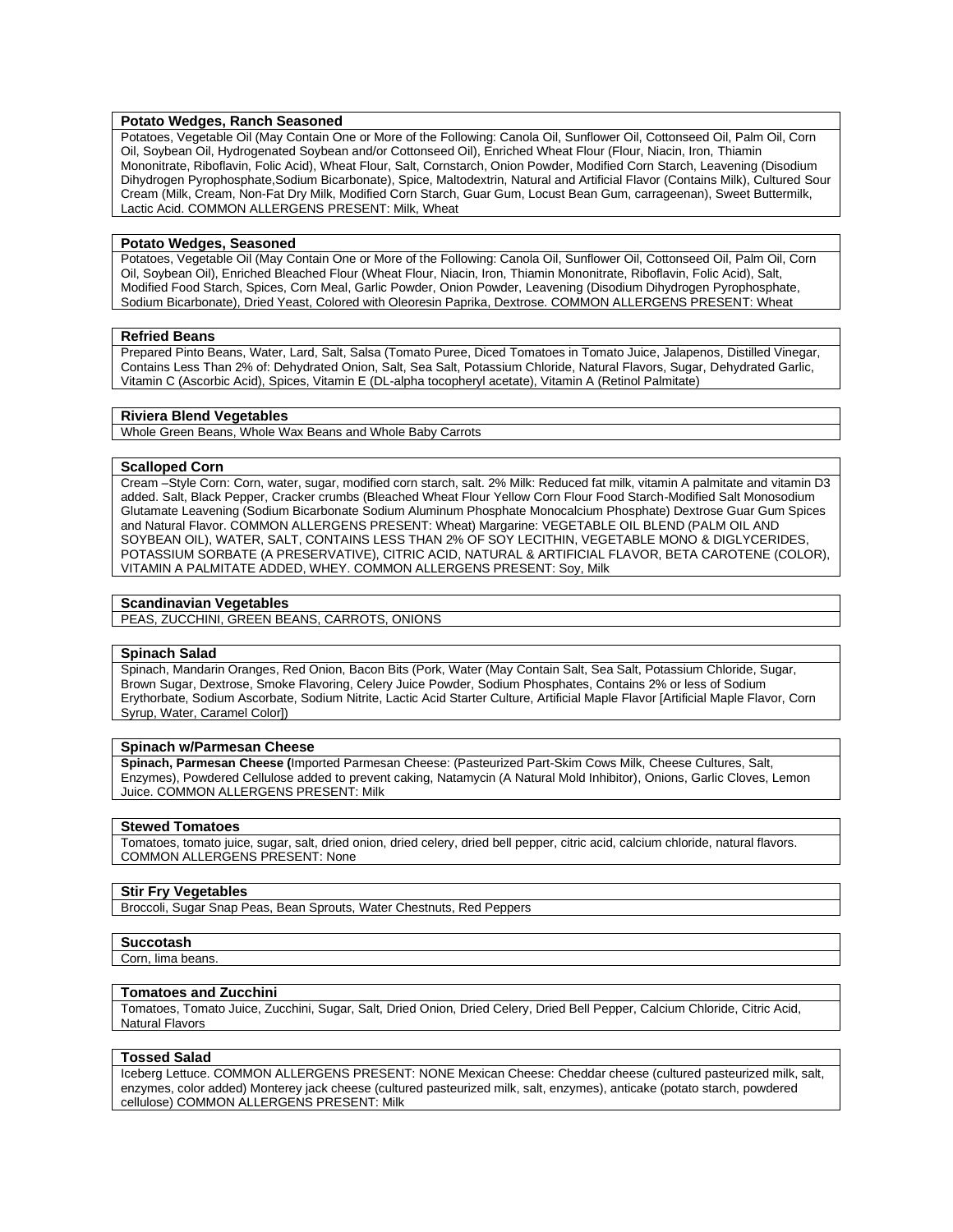**Potato Wedges, Ranch Seasoned**

Potatoes, Vegetable Oil (May Contain One or More of the Following: Canola Oil, Sunflower Oil, Cottonseed Oil, Palm Oil, Corn Oil, Soybean Oil, Hydrogenated Soybean and/or Cottonseed Oil), Enriched Wheat Flour (Flour, Niacin, Iron, Thiamin Mononitrate, Riboflavin, Folic Acid), Wheat Flour, Salt, Cornstarch, Onion Powder, Modified Corn Starch, Leavening (Disodium Dihydrogen Pyrophosphate,Sodium Bicarbonate), Spice, Maltodextrin, Natural and Artificial Flavor (Contains Milk), Cultured Sour Cream (Milk, Cream, Non-Fat Dry Milk, Modified Corn Starch, Guar Gum, Locust Bean Gum, carrageenan), Sweet Buttermilk, Lactic Acid. COMMON ALLERGENS PRESENT: Milk, Wheat

**Potato Wedges, Seasoned**

Potatoes, Vegetable Oil (May Contain One or More of the Following: Canola Oil, Sunflower Oil, Cottonseed Oil, Palm Oil, Corn Oil, Soybean Oil), Enriched Bleached Flour (Wheat Flour, Niacin, Iron, Thiamin Mononitrate, Riboflavin, Folic Acid), Salt, Modified Food Starch, Spices, Corn Meal, Garlic Powder, Onion Powder, Leavening (Disodium Dihydrogen Pyrophosphate, Sodium Bicarbonate), Dried Yeast, Colored with Oleoresin Paprika, Dextrose. COMMON ALLERGENS PRESENT: Wheat

**Refried Beans**

Prepared Pinto Beans, Water, Lard, Salt, Salsa (Tomato Puree, Diced Tomatoes in Tomato Juice, Jalapenos, Distilled Vinegar, Contains Less Than 2% of: Dehydrated Onion, Salt, Sea Salt, Potassium Chloride, Natural Flavors, Sugar, Dehydrated Garlic, Vitamin C (Ascorbic Acid), Spices, Vitamin E (DL-alpha tocopheryl acetate), Vitamin A (Retinol Palmitate)

**Riviera Blend Vegetables**

Whole Green Beans, Whole Wax Beans and Whole Baby Carrots

**Scalloped Corn**

Cream –Style Corn: Corn, water, sugar, modified corn starch, salt. 2% Milk: Reduced fat milk, vitamin A palmitate and vitamin D3 added. Salt, Black Pepper, Cracker crumbs (Bleached Wheat Flour Yellow Corn Flour Food Starch-Modified Salt Monosodium Glutamate Leavening (Sodium Bicarbonate Sodium Aluminum Phosphate Monocalcium Phosphate) Dextrose Guar Gum Spices and Natural Flavor. COMMON ALLERGENS PRESENT: Wheat) Margarine: VEGETABLE OIL BLEND (PALM OIL AND SOYBEAN OIL), WATER, SALT, CONTAINS LESS THAN 2% OF SOY LECITHIN, VEGETABLE MONO & DIGLYCERIDES, POTASSIUM SORBATE (A PRESERVATIVE), CITRIC ACID, NATURAL & ARTIFICIAL FLAVOR, BETA CAROTENE (COLOR), VITAMIN A PALMITATE ADDED, WHEY. COMMON ALLERGENS PRESENT: Soy, Milk

**Scandinavian Vegetables**

PEAS, ZUCCHINI, GREEN BEANS, CARROTS, ONIONS

**Spinach Salad**

Spinach, Mandarin Oranges, Red Onion, Bacon Bits (Pork, Water (May Contain Salt, Sea Salt, Potassium Chloride, Sugar, Brown Sugar, Dextrose, Smoke Flavoring, Celery Juice Powder, Sodium Phosphates, Contains 2% or less of Sodium Erythorbate, Sodium Ascorbate, Sodium Nitrite, Lactic Acid Starter Culture, Artificial Maple Flavor [Artificial Maple Flavor, Corn Syrup, Water, Caramel Color])

**Spinach w/Parmesan Cheese**

**Spinach, Parmesan Cheese (**Imported Parmesan Cheese: (Pasteurized Part-Skim Cows Milk, Cheese Cultures, Salt, Enzymes), Powdered Cellulose added to prevent caking, Natamycin (A Natural Mold Inhibitor), Onions, Garlic Cloves, Lemon Juice. COMMON ALLERGENS PRESENT: Milk

**Stewed Tomatoes**

Tomatoes, tomato juice, sugar, salt, dried onion, dried celery, dried bell pepper, citric acid, calcium chloride, natural flavors. COMMON ALLERGENS PRESENT: None

**Stir Fry Vegetables**

Broccoli, Sugar Snap Peas, Bean Sprouts, Water Chestnuts, Red Peppers

**Succotash**

Corn, lima beans.

**Tomatoes and Zucchini**

Tomatoes, Tomato Juice, Zucchini, Sugar, Salt, Dried Onion, Dried Celery, Dried Bell Pepper, Calcium Chloride, Citric Acid, Natural Flavors

**Tossed Salad**

Iceberg Lettuce. COMMON ALLERGENS PRESENT: NONE Mexican Cheese: Cheddar cheese (cultured pasteurized milk, salt, enzymes, color added) Monterey jack cheese (cultured pasteurized milk, salt, enzymes), anticake (potato starch, powdered cellulose) COMMON ALLERGENS PRESENT: Milk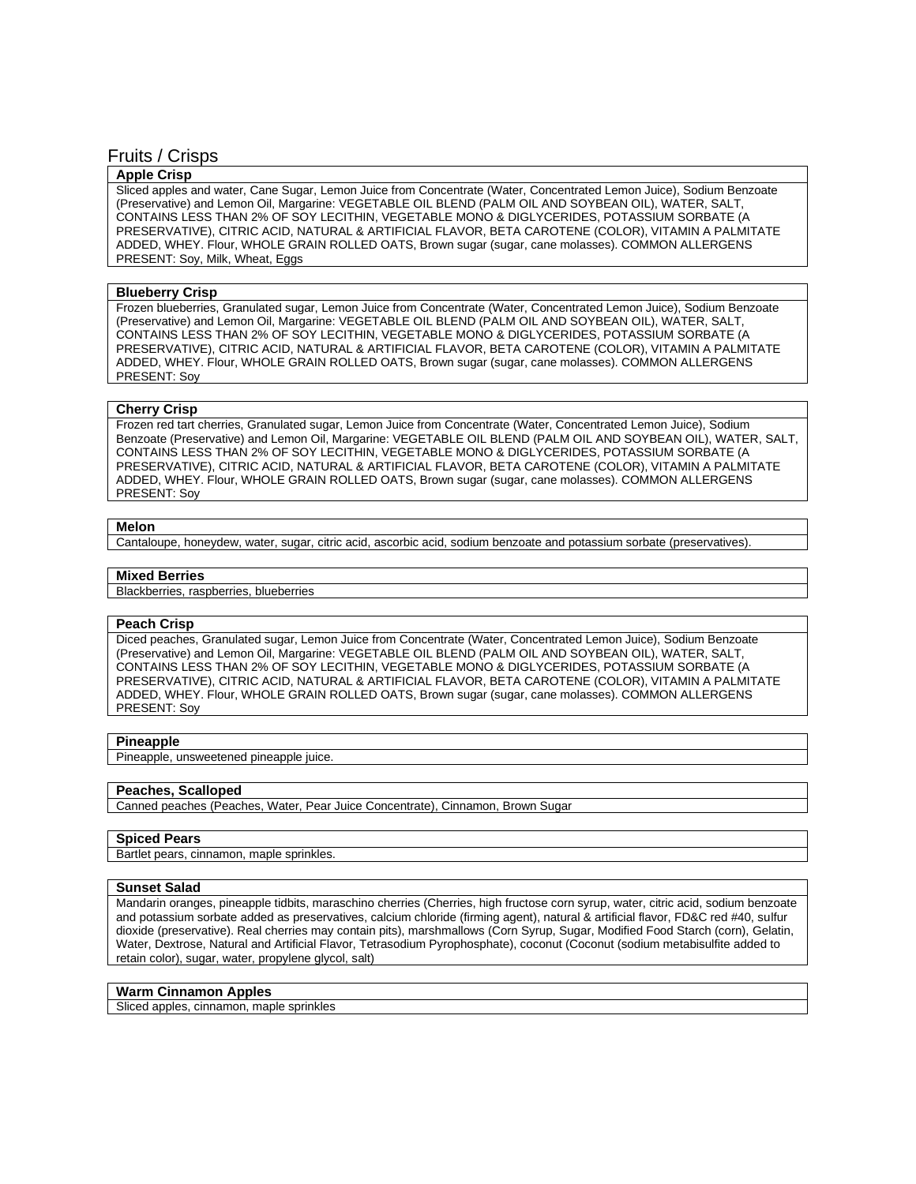# Fruits / Crisps

### Apple Crisp

Sliced apples and water, Cane Sugar, Lemon Juice from Concentrate (Water, Concentrated Lemon Juice), Sodium Benzoate (Preservative) and Lemon Oil, Margarine: VEGETABLE OIL BLEND (PALM OIL AND SOYBEAN OIL), WATER, SALT, CONTAINS LESS THAN 2% OF SOY LECITHIN, VEGETABLE MONO & DIGLYCERIDES, POTASSIUM SORBATE (A PRESERVATIVE), CITRIC ACID, NATURAL & ARTIFICIAL FLAVOR, BETA CAROTENE (COLOR), VITAMIN A PALMITATE ADDED, WHEY. Flour, WHOLE GRAIN ROLLED OATS, Brown sugar (sugar, cane molasses). COMMON ALLERGENS PRESENT: Soy, Milk, Wheat, Eggs

### Blueberry Crisp

Frozen blueberries, Granulated sugar, Lemon Juice from Concentrate (Water, Concentrated Lemon Juice), Sodium Benzoate (Preservative) and Lemon Oil, Margarine: VEGETABLE OIL BLEND (PALM OIL AND SOYBEAN OIL), WATER, SALT, CONTAINS LESS THAN 2% OF SOY LECITHIN, VEGETABLE MONO & DIGLYCERIDES, POTASSIUM SORBATE (A PRESERVATIVE), CITRIC ACID, NATURAL & ARTIFICIAL FLAVOR, BETA CAROTENE (COLOR), VITAMIN A PALMITATE ADDED, WHEY. Flour, WHOLE GRAIN ROLLED OATS, Brown sugar (sugar, cane molasses). COMMON ALLERGENS PRESENT: Soy

### Cherry Crisp

Frozen red tart cherries, Granulated sugar, Lemon Juice from Concentrate (Water, Concentrated Lemon Juice), Sodium Benzoate (Preservative) and Lemon Oil, Margarine: VEGETABLE OIL BLEND (PALM OIL AND SOYBEAN OIL), WATER, SALT, CONTAINS LESS THAN 2% OF SOY LECITHIN, VEGETABLE MONO & DIGLYCERIDES, POTASSIUM SORBATE (A PRESERVATIVE), CITRIC ACID, NATURAL & ARTIFICIAL FLAVOR, BETA CAROTENE (COLOR), VITAMIN A PALMITATE ADDED, WHEY. Flour, WHOLE GRAIN ROLLED OATS, Brown sugar (sugar, cane molasses). COMMON ALLERGENS PRESENT: Soy

### Melon

Cantaloupe, honeydew, water, sugar, citric acid, ascorbic acid, sodium benzoate and potassium sorbate (preservatives).

### Mixed Berries

Blackberries, raspberries, blueberries

### Peach Crisp

Diced peaches, Granulated sugar, Lemon Juice from Concentrate (Water, Concentrated Lemon Juice), Sodium Benzoate (Preservative) and Lemon Oil, Margarine: VEGETABLE OIL BLEND (PALM OIL AND SOYBEAN OIL), WATER, SALT, CONTAINS LESS THAN 2% OF SOY LECITHIN, VEGETABLE MONO & DIGLYCERIDES, POTASSIUM SORBATE (A PRESERVATIVE), CITRIC ACID, NATURAL & ARTIFICIAL FLAVOR, BETA CAROTENE (COLOR), VITAMIN A PALMITATE ADDED, WHEY. Flour, WHOLE GRAIN ROLLED OATS, Brown sugar (sugar, cane molasses). COMMON ALLERGENS PRESENT: Soy

### Pineapple

Pineapple, unsweetened pineapple juice.

### Peaches, Scalloped

Canned peaches (Peaches, Water, Pear Juice Concentrate), Cinnamon, Brown Sugar

### Spiced Pears

Bartlet pears, cinnamon, maple sprinkles.

### Sunset Salad

Mandarin oranges, pineapple tidbits, maraschino cherries (Cherries, high fructose corn syrup, water, citric acid, sodium benzoate and potassium sorbate added as preservatives, calcium chloride (firming agent), natural & artificial flavor, FD&C red #40, sulfur dioxide (preservative). Real cherries may contain pits), marshmallows (Corn Syrup, Sugar, Modified Food Starch (corn), Gelatin, Water, Dextrose, Natural and Artificial Flavor, Tetrasodium Pyrophosphate), coconut (Coconut (sodium metabisulfite added to retain color), sugar, water, propylene glycol, salt)

### Warm Cinnamon Apples

Sliced apples, cinnamon, maple sprinkles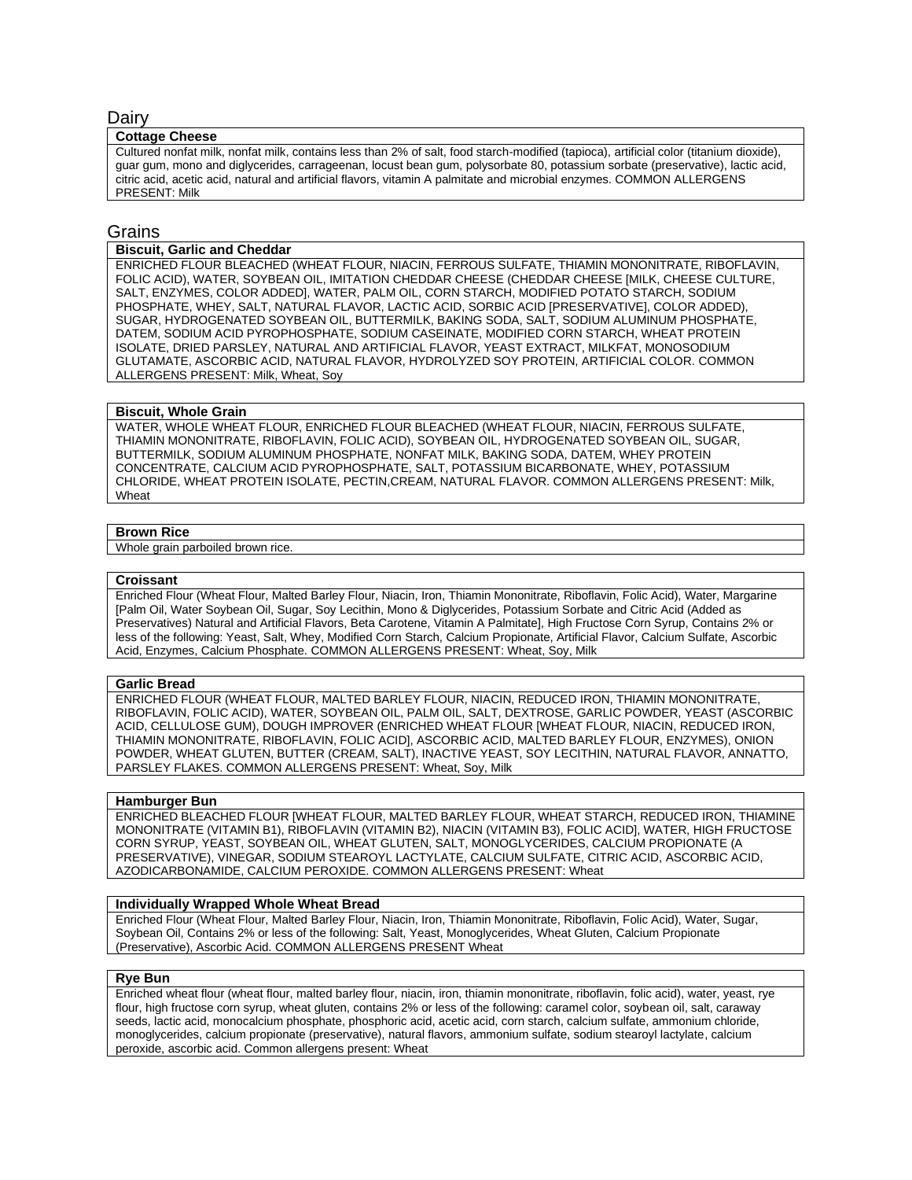## Dairy

### Cottage Cheese

Cultured nonfat milk, nonfat milk, contains less than 2% of salt, food starch-modified (tapioca), artificial color (titanium dioxide), guar gum, mono and diglycerides, carrageenan, locust bean gum, polysorbate 80, potassium sorbate (preservative), lactic acid, citric acid, acetic acid, natural and artificial flavors, vitamin A palmitate and microbial enzymes. COMMON ALLERGENS PRESENT: Milk

## Grains

### Biscuit, Garlic and Cheddar

ENRICHED FLOUR BLEACHED (WHEAT FLOUR, NIACIN, FERROUS SULFATE, THIAMIN MONONITRATE, RIBOFLAVIN, FOLIC ACID), WATER, SOYBEAN OIL, IMITATION CHEDDAR CHEESE (CHEDDAR CHEESE [MILK, CHEESE CULTURE, SALT, ENZYMES, COLOR ADDED], WATER, PALM OIL, CORN STARCH, MODIFIED POTATO STARCH, SODIUM PHOSPHATE, WHEY, SALT, NATURAL FLAVOR, LACTIC ACID, SORBIC ACID [PRESERVATIVE], COLOR ADDED), SUGAR, HYDROGENATED SOYBEAN OIL, BUTTERMILK, BAKING SODA, SALT, SODIUM ALUMINUM PHOSPHATE, DATEM, SODIUM ACID PYROPHOSPHATE, SODIUM CASEINATE, MODIFIED CORN STARCH, WHEAT PROTEIN ISOLATE, DRIED PARSLEY, NATURAL AND ARTIFICIAL FLAVOR, YEAST EXTRACT, MILKFAT, MONOSODIUM GLUTAMATE, ASCORBIC ACID, NATURAL FLAVOR, HYDROLYZED SOY PROTEIN, ARTIFICIAL COLOR. COMMON ALLERGENS PRESENT: Milk, Wheat, Soy

### Biscuit, Whole Grain

WATER, WHOLE WHEAT FLOUR, ENRICHED FLOUR BLEACHED (WHEAT FLOUR, NIACIN, FERROUS SULFATE, THIAMIN MONONITRATE, RIBOFLAVIN, FOLIC ACID), SOYBEAN OIL, HYDROGENATED SOYBEAN OIL, SUGAR, BUTTERMILK, SODIUM ALUMINUM PHOSPHATE, NONFAT MILK, BAKING SODA, DATEM, WHEY PROTEIN CONCENTRATE, CALCIUM ACID PYROPHOSPHATE, SALT, POTASSIUM BICARBONATE, WHEY, POTASSIUM CHLORIDE, WHEAT PROTEIN ISOLATE, PECTIN,CREAM, NATURAL FLAVOR. COMMON ALLERGENS PRESENT: Milk, Wheat

### Brown Rice

Whole grain parboiled brown rice.

### Croissant

Enriched Flour (Wheat Flour, Malted Barley Flour, Niacin, Iron, Thiamin Mononitrate, Riboflavin, Folic Acid), Water, Margarine [Palm Oil, Water Soybean Oil, Sugar, Soy Lecithin, Mono & Diglycerides, Potassium Sorbate and Citric Acid (Added as Preservatives) Natural and Artificial Flavors, Beta Carotene, Vitamin A Palmitate], High Fructose Corn Syrup, Contains 2% or less of the following: Yeast, Salt, Whey, Modified Corn Starch, Calcium Propionate, Artificial Flavor, Calcium Sulfate, Ascorbic Acid, Enzymes, Calcium Phosphate. COMMON ALLERGENS PRESENT: Wheat, Soy, Milk

### Garlic Bread

ENRICHED FLOUR (WHEAT FLOUR, MALTED BARLEY FLOUR, NIACIN, REDUCED IRON, THIAMIN MONONITRATE, RIBOFLAVIN, FOLIC ACID), WATER, SOYBEAN OIL, PALM OIL, SALT, DEXTROSE, GARLIC POWDER, YEAST (ASCORBIC ACID, CELLULOSE GUM), DOUGH IMPROVER (ENRICHED WHEAT FLOUR [WHEAT FLOUR, NIACIN, REDUCED IRON, THIAMIN MONONITRATE, RIBOFLAVIN, FOLIC ACID], ASCORBIC ACID, MALTED BARLEY FLOUR, ENZYMES), ONION POWDER, WHEAT GLUTEN, BUTTER (CREAM, SALT), INACTIVE YEAST, SOY LECITHIN, NATURAL FLAVOR, ANNATTO, PARSLEY FLAKES. COMMON ALLERGENS PRESENT: Wheat, Soy, Milk

### Hamburger Bun

ENRICHED BLEACHED FLOUR [WHEAT FLOUR, MALTED BARLEY FLOUR, WHEAT STARCH, REDUCED IRON, THIAMINE MONONITRATE (VITAMIN B1), RIBOFLAVIN (VITAMIN B2), NIACIN (VITAMIN B3), FOLIC ACID], WATER, HIGH FRUCTOSE CORN SYRUP, YEAST, SOYBEAN OIL, WHEAT GLUTEN, SALT, MONOGLYCERIDES, CALCIUM PROPIONATE (A PRESERVATIVE), VINEGAR, SODIUM STEAROYL LACTYLATE, CALCIUM SULFATE, CITRIC ACID, ASCORBIC ACID, AZODICARBONAMIDE, CALCIUM PEROXIDE. COMMON ALLERGENS PRESENT: Wheat

### Individually Wrapped Whole Wheat Bread

Enriched Flour (Wheat Flour, Malted Barley Flour, Niacin, Iron, Thiamin Mononitrate, Riboflavin, Folic Acid), Water, Sugar, Soybean Oil, Contains 2% or less of the following: Salt, Yeast, Monoglycerides, Wheat Gluten, Calcium Propionate (Preservative), Ascorbic Acid. COMMON ALLERGENS PRESENT Wheat

### Rye Bun

Enriched wheat flour (wheat flour, malted barley flour, niacin, iron, thiamin mononitrate, riboflavin, folic acid), water, yeast, rye flour, high fructose corn syrup, wheat gluten, contains 2% or less of the following: caramel color, soybean oil, salt, caraway seeds, lactic acid, monocalcium phosphate, phosphoric acid, acetic acid, corn starch, calcium sulfate, ammonium chloride, monoglycerides, calcium propionate (preservative), natural flavors, ammonium sulfate, sodium stearoyl lactylate, calcium peroxide, ascorbic acid. Common allergens present: Wheat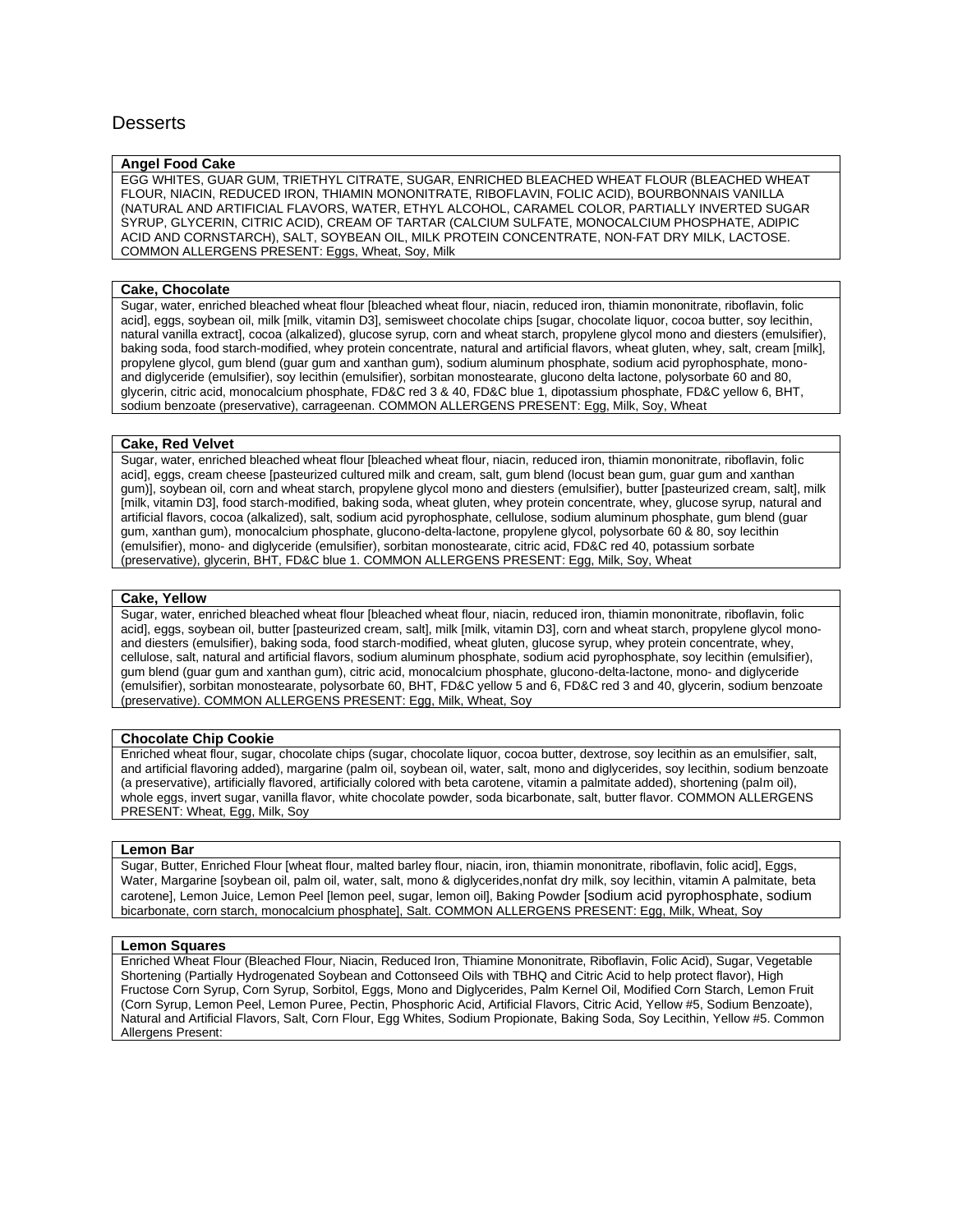# Desserts

### Angel Food Cake

EGG WHITES, GUAR GUM, TRIETHYL CITRATE, SUGAR, ENRICHED BLEACHED WHEAT FLOUR (BLEACHED WHEAT FLOUR, NIACIN, REDUCED IRON, THIAMIN MONONITRATE, RIBOFLAVIN, FOLIC ACID), BOURBONNAIS VANILLA (NATURAL AND ARTIFICIAL FLAVORS, WATER, ETHYL ALCOHOL, CARAMEL COLOR, PARTIALLY INVERTED SUGAR SYRUP, GLYCERIN, CITRIC ACID), CREAM OF TARTAR (CALCIUM SULFATE, MONOCALCIUM PHOSPHATE, ADIPIC ACID AND CORNSTARCH), SALT, SOYBEAN OIL, MILK PROTEIN CONCENTRATE, NON-FAT DRY MILK, LACTOSE. COMMON ALLERGENS PRESENT: Eggs, Wheat, Soy, Milk

### Cake, Chocolate

Sugar, water, enriched bleached wheat flour [bleached wheat flour, niacin, reduced iron, thiamin mononitrate, riboflavin, folic acid], eggs, soybean oil, milk [milk, vitamin D3], semisweet chocolate chips [sugar, chocolate liquor, cocoa butter, soy lecithin, natural vanilla extract], cocoa (alkalized), glucose syrup, corn and wheat starch, propylene glycol mono and diesters (emulsifier), baking soda, food starch-modified, whey protein concentrate, natural and artificial flavors, wheat gluten, whey, salt, cream [milk], propylene glycol, gum blend (guar gum and xanthan gum), sodium aluminum phosphate, sodium acid pyrophosphate, mono- and diglyceride (emulsifier), soy lecithin (emulsifier), sorbitan monostearate, glucono delta lactone, polysorbate 60 and 80, glycerin, citric acid, monocalcium phosphate, FD&C red 3 & 40, FD&C blue 1, dipotassium phosphate, FD&C yellow 6, BHT, sodium benzoate (preservative), carrageenan. COMMON ALLERGENS PRESENT: Egg, Milk, Soy, Wheat

### Cake, Red Velvet

Sugar, water, enriched bleached wheat flour [bleached wheat flour, niacin, reduced iron, thiamin mononitrate, riboflavin, folic acid], eggs, cream cheese [pasteurized cultured milk and cream, salt, gum blend (locust bean gum, guar gum and xanthan gum)], soybean oil, corn and wheat starch, propylene glycol mono and diesters (emulsifier), butter [pasteurized cream, salt], milk [milk, vitamin D3], food starch-modified, baking soda, wheat gluten, whey protein concentrate, whey, glucose syrup, natural and artificial flavors, cocoa (alkalized), salt, sodium acid pyrophosphate, cellulose, sodium aluminum phosphate, gum blend (guar gum, xanthan gum), monocalcium phosphate, glucono-delta-lactone, propylene glycol, polysorbate 60 & 80, soy lecithin (emulsifier), mono- and diglyceride (emulsifier), sorbitan monostearate, citric acid, FD&C red 40, potassium sorbate (preservative), glycerin, BHT, FD&C blue 1. COMMON ALLERGENS PRESENT: Egg, Milk, Soy, Wheat

### Cake, Yellow

Sugar, water, enriched bleached wheat flour [bleached wheat flour, niacin, reduced iron, thiamin mononitrate, riboflavin, folic acid], eggs, soybean oil, butter [pasteurized cream, salt], milk [milk, vitamin D3], corn and wheat starch, propylene glycol mono- and diesters (emulsifier), baking soda, food starch-modified, wheat gluten, glucose syrup, whey protein concentrate, whey, cellulose, salt, natural and artificial flavors, sodium aluminum phosphate, sodium acid pyrophosphate, soy lecithin (emulsifier), gum blend (guar gum and xanthan gum), citric acid, monocalcium phosphate, glucono-delta-lactone, mono- and diglyceride (emulsifier), sorbitan monostearate, polysorbate 60, BHT, FD&C yellow 5 and 6, FD&C red 3 and 40, glycerin, sodium benzoate (preservative). COMMON ALLERGENS PRESENT: Egg, Milk, Wheat, Soy

### Chocolate Chip Cookie

Enriched wheat flour, sugar, chocolate chips (sugar, chocolate liquor, cocoa butter, dextrose, soy lecithin as an emulsifier, salt, and artificial flavoring added), margarine (palm oil, soybean oil, water, salt, mono and diglycerides, soy lecithin, sodium benzoate (a preservative), artificially flavored, artificially colored with beta carotene, vitamin a palmitate added), shortening (palm oil), whole eggs, invert sugar, vanilla flavor, white chocolate powder, soda bicarbonate, salt, butter flavor. COMMON ALLERGENS PRESENT: Wheat, Egg, Milk, Soy

### Lemon Bar

Sugar, Butter, Enriched Flour [wheat flour, malted barley flour, niacin, iron, thiamin mononitrate, riboflavin, folic acid], Eggs, Water, Margarine [soybean oil, palm oil, water, salt, mono & diglycerides,nonfat dry milk, soy lecithin, vitamin A palmitate, beta carotene], Lemon Juice, Lemon Peel [lemon peel, sugar, lemon oil], Baking Powder [sodium acid pyrophosphate, sodium bicarbonate, corn starch, monocalcium phosphate], Salt. COMMON ALLERGENS PRESENT: Egg, Milk, Wheat, Soy

### Lemon Squares

Enriched Wheat Flour (Bleached Flour, Niacin, Reduced Iron, Thiamine Mononitrate, Riboflavin, Folic Acid), Sugar, Vegetable Shortening (Partially Hydrogenated Soybean and Cottonseed Oils with TBHQ and Citric Acid to help protect flavor), High Fructose Corn Syrup, Corn Syrup, Sorbitol, Eggs, Mono and Diglycerides, Palm Kernel Oil, Modified Corn Starch, Lemon Fruit (Corn Syrup, Lemon Peel, Lemon Puree, Pectin, Phosphoric Acid, Artificial Flavors, Citric Acid, Yellow #5, Sodium Benzoate), Natural and Artificial Flavors, Salt, Corn Flour, Egg Whites, Sodium Propionate, Baking Soda, Soy Lecithin, Yellow #5. Common Allergens Present: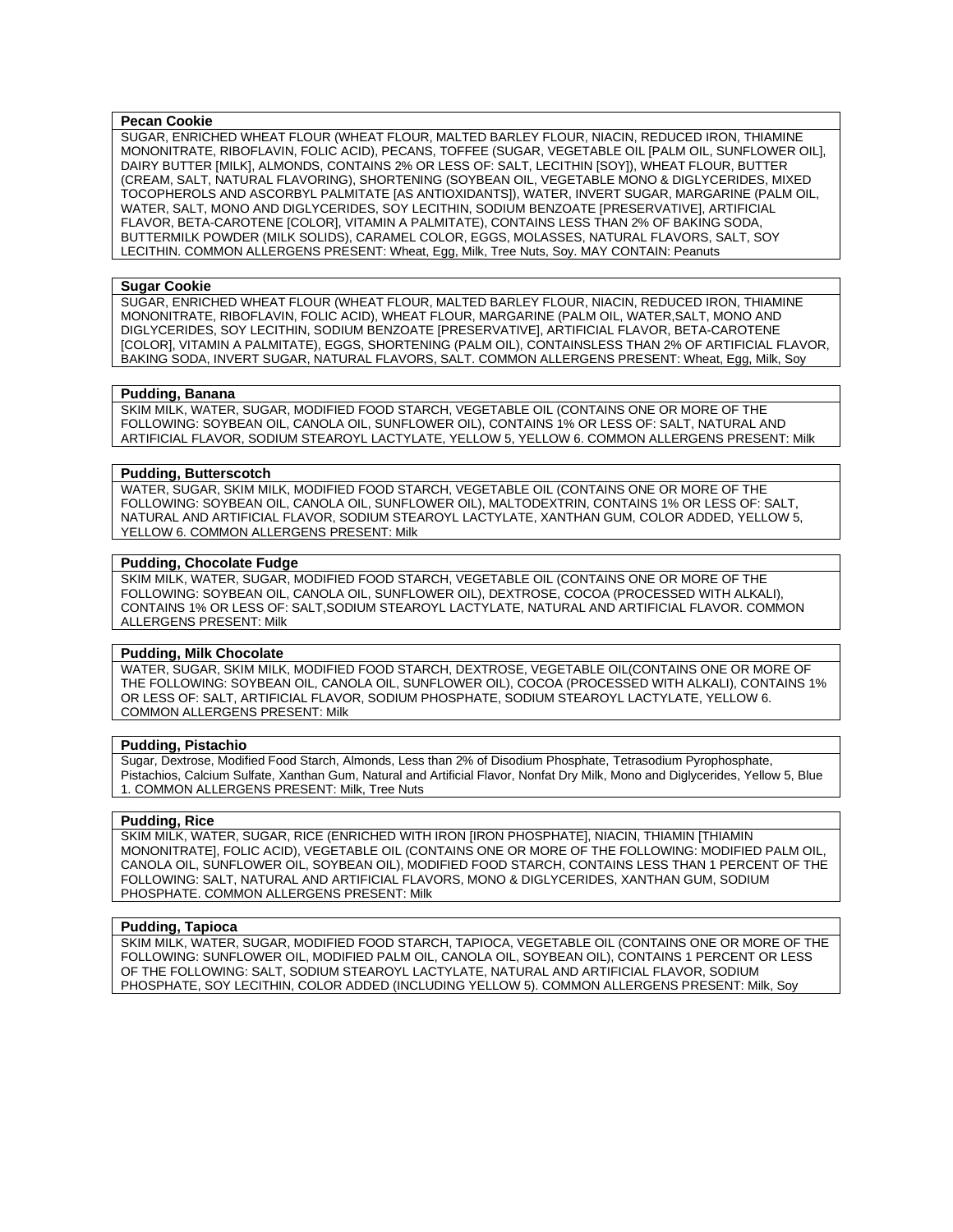**Pecan Cookie**

SUGAR, ENRICHED WHEAT FLOUR (WHEAT FLOUR, MALTED BARLEY FLOUR, NIACIN, REDUCED IRON, THIAMINE MONONITRATE, RIBOFLAVIN, FOLIC ACID), PECANS, TOFFEE (SUGAR, VEGETABLE OIL [PALM OIL, SUNFLOWER OIL], DAIRY BUTTER [MILK], ALMONDS, CONTAINS 2% OR LESS OF: SALT, LECITHIN [SOY]), WHEAT FLOUR, BUTTER (CREAM, SALT, NATURAL FLAVORING), SHORTENING (SOYBEAN OIL, VEGETABLE MONO & DIGLYCERIDES, MIXED TOCOPHEROLS AND ASCORBYL PALMITATE [AS ANTIOXIDANTS]), WATER, INVERT SUGAR, MARGARINE (PALM OIL, WATER, SALT, MONO AND DIGLYCERIDES, SOY LECITHIN, SODIUM BENZOATE [PRESERVATIVE], ARTIFICIAL FLAVOR, BETA-CAROTENE [COLOR], VITAMIN A PALMITATE), CONTAINS LESS THAN 2% OF BAKING SODA, BUTTERMILK POWDER (MILK SOLIDS), CARAMEL COLOR, EGGS, MOLASSES, NATURAL FLAVORS, SALT, SOY LECITHIN. COMMON ALLERGENS PRESENT: Wheat, Egg, Milk, Tree Nuts, Soy. MAY CONTAIN: Peanuts

**Sugar Cookie**

SUGAR, ENRICHED WHEAT FLOUR (WHEAT FLOUR, MALTED BARLEY FLOUR, NIACIN, REDUCED IRON, THIAMINE MONONITRATE, RIBOFLAVIN, FOLIC ACID), WHEAT FLOUR, MARGARINE (PALM OIL, WATER,SALT, MONO AND DIGLYCERIDES, SOY LECITHIN, SODIUM BENZOATE [PRESERVATIVE], ARTIFICIAL FLAVOR, BETA-CAROTENE [COLOR], VITAMIN A PALMITATE), EGGS, SHORTENING (PALM OIL), CONTAINSLESS THAN 2% OF ARTIFICIAL FLAVOR, BAKING SODA, INVERT SUGAR, NATURAL FLAVORS, SALT. COMMON ALLERGENS PRESENT: Wheat, Egg, Milk, Soy

**Pudding, Banana**

SKIM MILK, WATER, SUGAR, MODIFIED FOOD STARCH, VEGETABLE OIL (CONTAINS ONE OR MORE OF THE FOLLOWING: SOYBEAN OIL, CANOLA OIL, SUNFLOWER OIL), CONTAINS 1% OR LESS OF: SALT, NATURAL AND ARTIFICIAL FLAVOR, SODIUM STEAROYL LACTYLATE, YELLOW 5, YELLOW 6. COMMON ALLERGENS PRESENT: Milk

**Pudding, Butterscotch**

WATER, SUGAR, SKIM MILK, MODIFIED FOOD STARCH, VEGETABLE OIL (CONTAINS ONE OR MORE OF THE FOLLOWING: SOYBEAN OIL, CANOLA OIL, SUNFLOWER OIL), MALTODEXTRIN, CONTAINS 1% OR LESS OF: SALT, NATURAL AND ARTIFICIAL FLAVOR, SODIUM STEAROYL LACTYLATE, XANTHAN GUM, COLOR ADDED, YELLOW 5, YELLOW 6. COMMON ALLERGENS PRESENT: Milk

**Pudding, Chocolate Fudge**

SKIM MILK, WATER, SUGAR, MODIFIED FOOD STARCH, VEGETABLE OIL (CONTAINS ONE OR MORE OF THE FOLLOWING: SOYBEAN OIL, CANOLA OIL, SUNFLOWER OIL), DEXTROSE, COCOA (PROCESSED WITH ALKALI), CONTAINS 1% OR LESS OF: SALT,SODIUM STEAROYL LACTYLATE, NATURAL AND ARTIFICIAL FLAVOR. COMMON ALLERGENS PRESENT: Milk

**Pudding, Milk Chocolate**

WATER, SUGAR, SKIM MILK, MODIFIED FOOD STARCH, DEXTROSE, VEGETABLE OIL(CONTAINS ONE OR MORE OF THE FOLLOWING: SOYBEAN OIL, CANOLA OIL, SUNFLOWER OIL), COCOA (PROCESSED WITH ALKALI), CONTAINS 1% OR LESS OF: SALT, ARTIFICIAL FLAVOR, SODIUM PHOSPHATE, SODIUM STEAROYL LACTYLATE, YELLOW 6. COMMON ALLERGENS PRESENT: Milk

**Pudding, Pistachio**

Sugar, Dextrose, Modified Food Starch, Almonds, Less than 2% of Disodium Phosphate, Tetrasodium Pyrophosphate, Pistachios, Calcium Sulfate, Xanthan Gum, Natural and Artificial Flavor, Nonfat Dry Milk, Mono and Diglycerides, Yellow 5, Blue 1. COMMON ALLERGENS PRESENT: Milk, Tree Nuts

**Pudding, Rice**

SKIM MILK, WATER, SUGAR, RICE (ENRICHED WITH IRON [IRON PHOSPHATE], NIACIN, THIAMIN [THIAMIN MONONITRATE], FOLIC ACID), VEGETABLE OIL (CONTAINS ONE OR MORE OF THE FOLLOWING: MODIFIED PALM OIL, CANOLA OIL, SUNFLOWER OIL, SOYBEAN OIL), MODIFIED FOOD STARCH, CONTAINS LESS THAN 1 PERCENT OF THE FOLLOWING: SALT, NATURAL AND ARTIFICIAL FLAVORS, MONO & DIGLYCERIDES, XANTHAN GUM, SODIUM PHOSPHATE. COMMON ALLERGENS PRESENT: Milk

**Pudding, Tapioca**

SKIM MILK, WATER, SUGAR, MODIFIED FOOD STARCH, TAPIOCA, VEGETABLE OIL (CONTAINS ONE OR MORE OF THE FOLLOWING: SUNFLOWER OIL, MODIFIED PALM OIL, CANOLA OIL, SOYBEAN OIL), CONTAINS 1 PERCENT OR LESS OF THE FOLLOWING: SALT, SODIUM STEAROYL LACTYLATE, NATURAL AND ARTIFICIAL FLAVOR, SODIUM PHOSPHATE, SOY LECITHIN, COLOR ADDED (INCLUDING YELLOW 5). COMMON ALLERGENS PRESENT: Milk, Soy